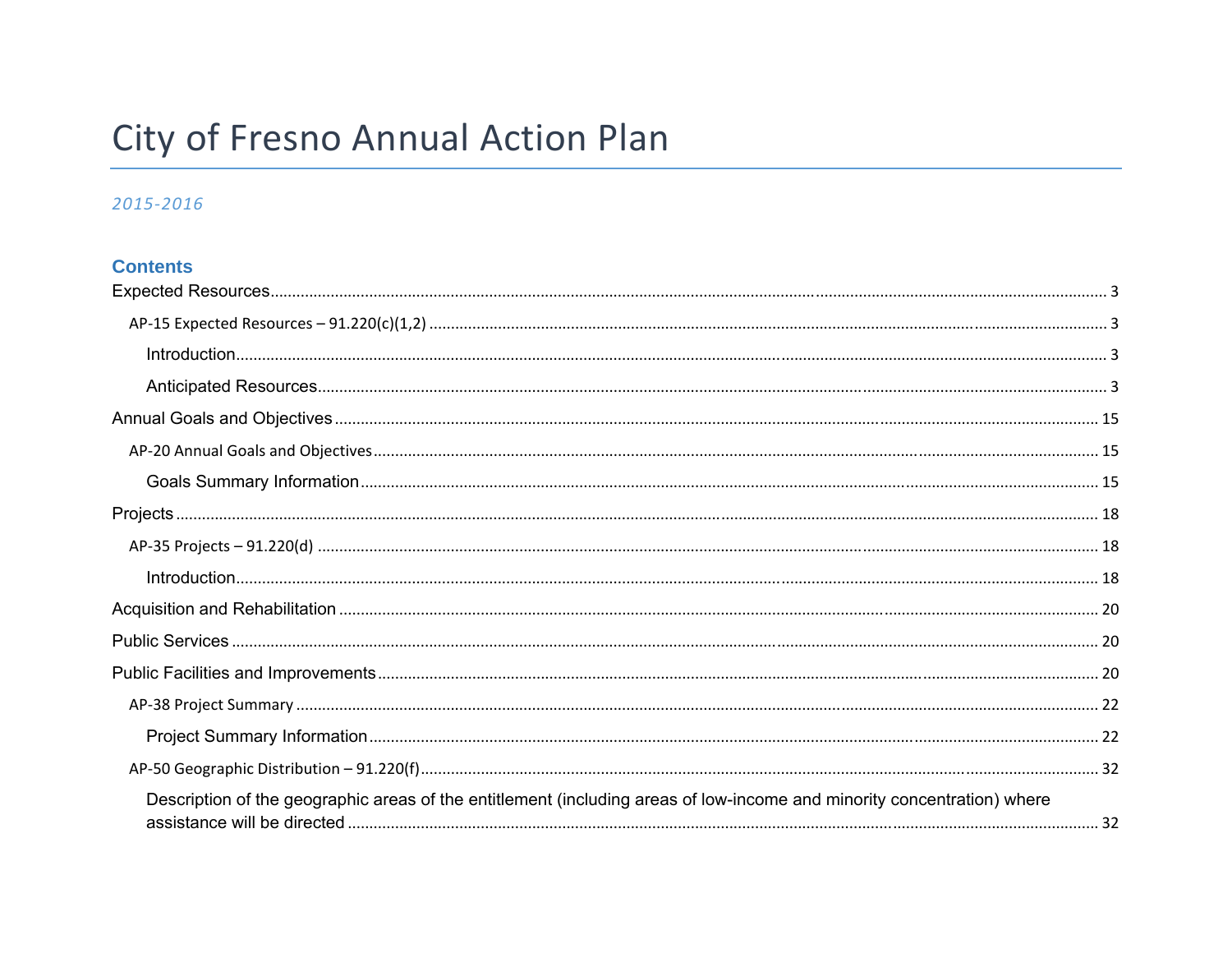# City of Fresno Annual Action Plan

*2015-2016*

## Contents

Expected Resources ..... 3

- AP-15 Expected Resources – 91.220(c)(1,2) ..... 3
  - Introduction ..... 3
  - Anticipated Resources ..... 3

Annual Goals and Objectives ..... 15

- AP-20 Annual Goals and Objectives ..... 15
  - Goals Summary Information ..... 15

Projects ..... 18

- AP-35 Projects – 91.220(d) ..... 18
  - Introduction ..... 18

Acquisition and Rehabilitation ..... 20

Public Services ..... 20

Public Facilities and Improvements ..... 20

- AP-38 Project Summary ..... 22
  - Project Summary Information ..... 22
- AP-50 Geographic Distribution – 91.220(f) ..... 32
  - Description of the geographic areas of the entitlement (including areas of low-income and minority concentration) where assistance will be directed ..... 32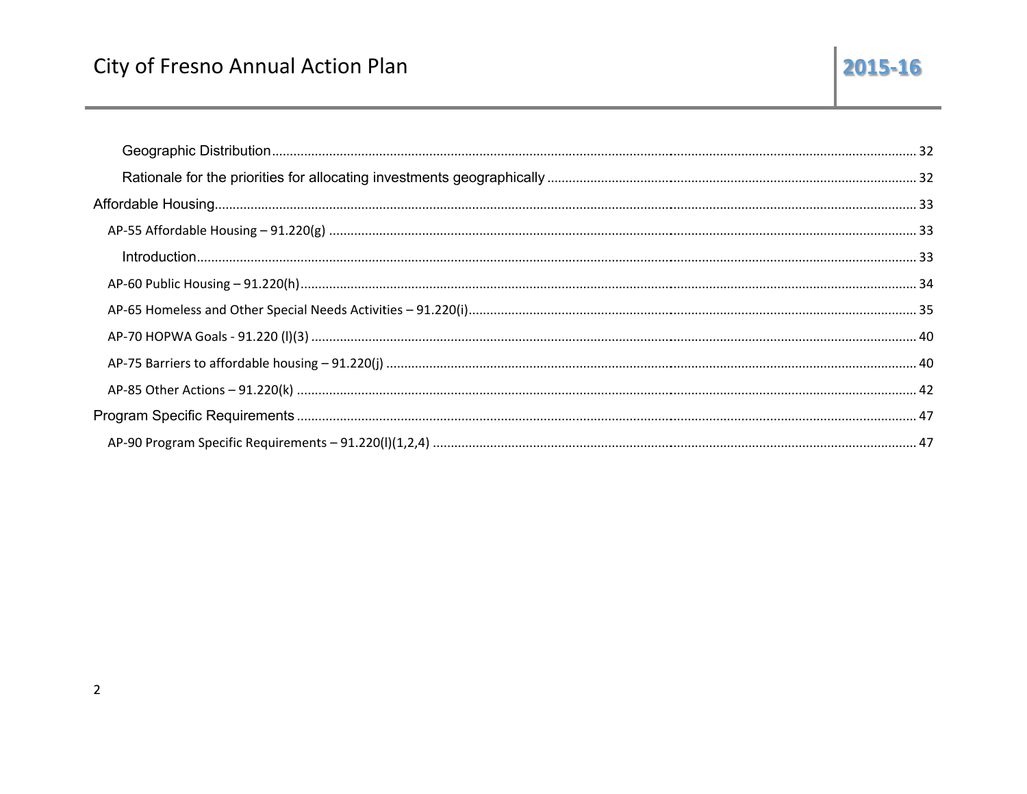Geographic Distribution ........ 32

Rationale for the priorities for allocating investments geographically ........ 32

Affordable Housing ........ 33

AP-55 Affordable Housing – 91.220(g) ........ 33

Introduction ........ 33

AP-60 Public Housing – 91.220(h) ........ 34

AP-65 Homeless and Other Special Needs Activities – 91.220(i) ........ 35

AP-70 HOPWA Goals - 91.220 (l)(3) ........ 40

AP-75 Barriers to affordable housing – 91.220(j) ........ 40

AP-85 Other Actions – 91.220(k) ........ 42

Program Specific Requirements ........ 47

AP-90 Program Specific Requirements – 91.220(l)(1,2,4) ........ 47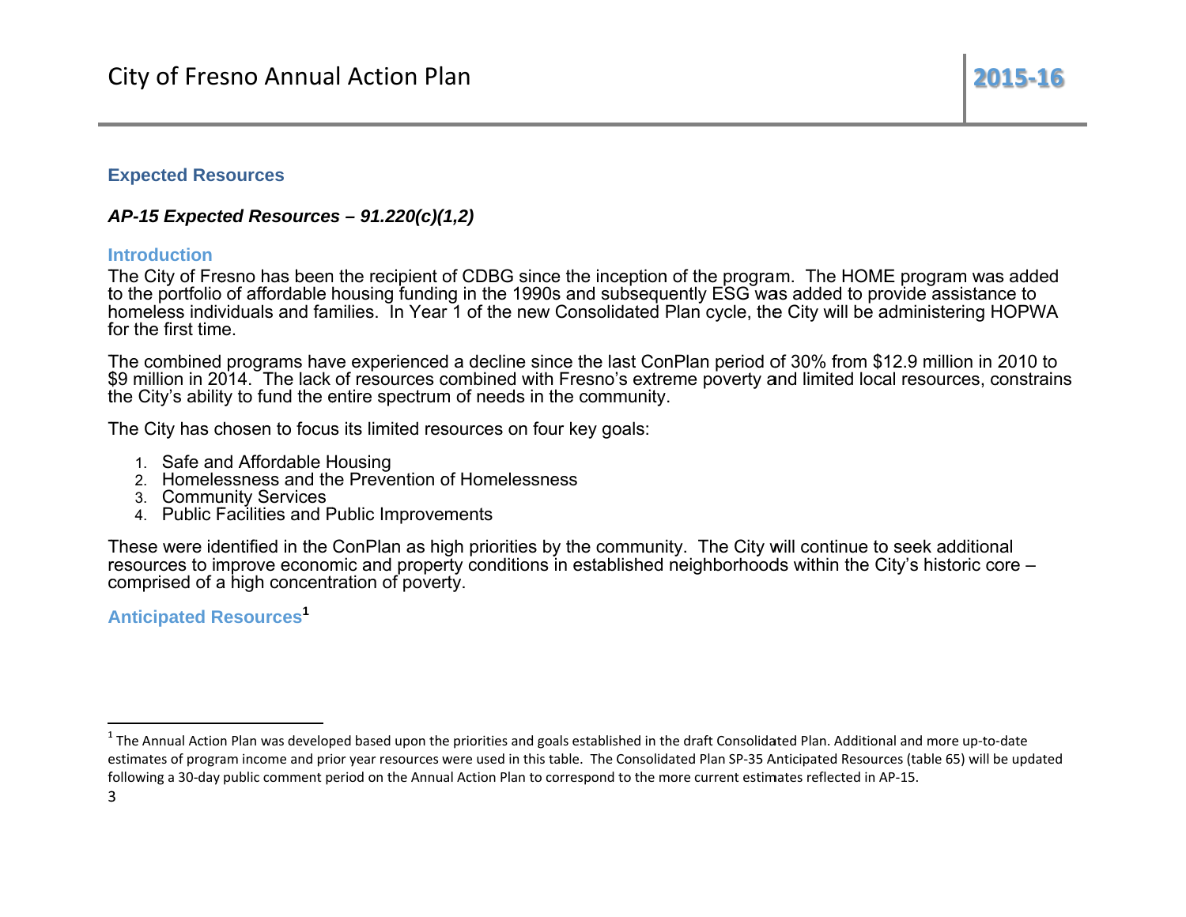## Expected Resources

### *AP-15 Expected Resources – 91.220(c)(1,2)*

### Introduction

The City of Fresno has been the recipient of CDBG since the inception of the program. The HOME program was added to the portfolio of affordable housing funding in the 1990s and subsequently ESG was added to provide assistance to homeless individuals and families. In Year 1 of the new Consolidated Plan cycle, the City will be administering HOPWA for the first time.

The combined programs have experienced a decline since the last ConPlan period of 30% from $12.9 million in 2010 to $9 million in 2014. The lack of resources combined with Fresno's extreme poverty and limited local resources, constrains the City's ability to fund the entire spectrum of needs in the community.

The City has chosen to focus its limited resources on four key goals:

1. Safe and Affordable Housing
2. Homelessness and the Prevention of Homelessness
3. Community Services
4. Public Facilities and Public Improvements

These were identified in the ConPlan as high priorities by the community. The City will continue to seek additional resources to improve economic and property conditions in established neighborhoods within the City's historic core – comprised of a high concentration of poverty.

### Anticipated Resources[1]

[1] The Annual Action Plan was developed based upon the priorities and goals established in the draft Consolidated Plan. Additional and more up-to-date estimates of program income and prior year resources were used in this table. The Consolidated Plan SP-35 Anticipated Resources (table 65) will be updated following a 30-day public comment period on the Annual Action Plan to correspond to the more current estimates reflected in AP-15.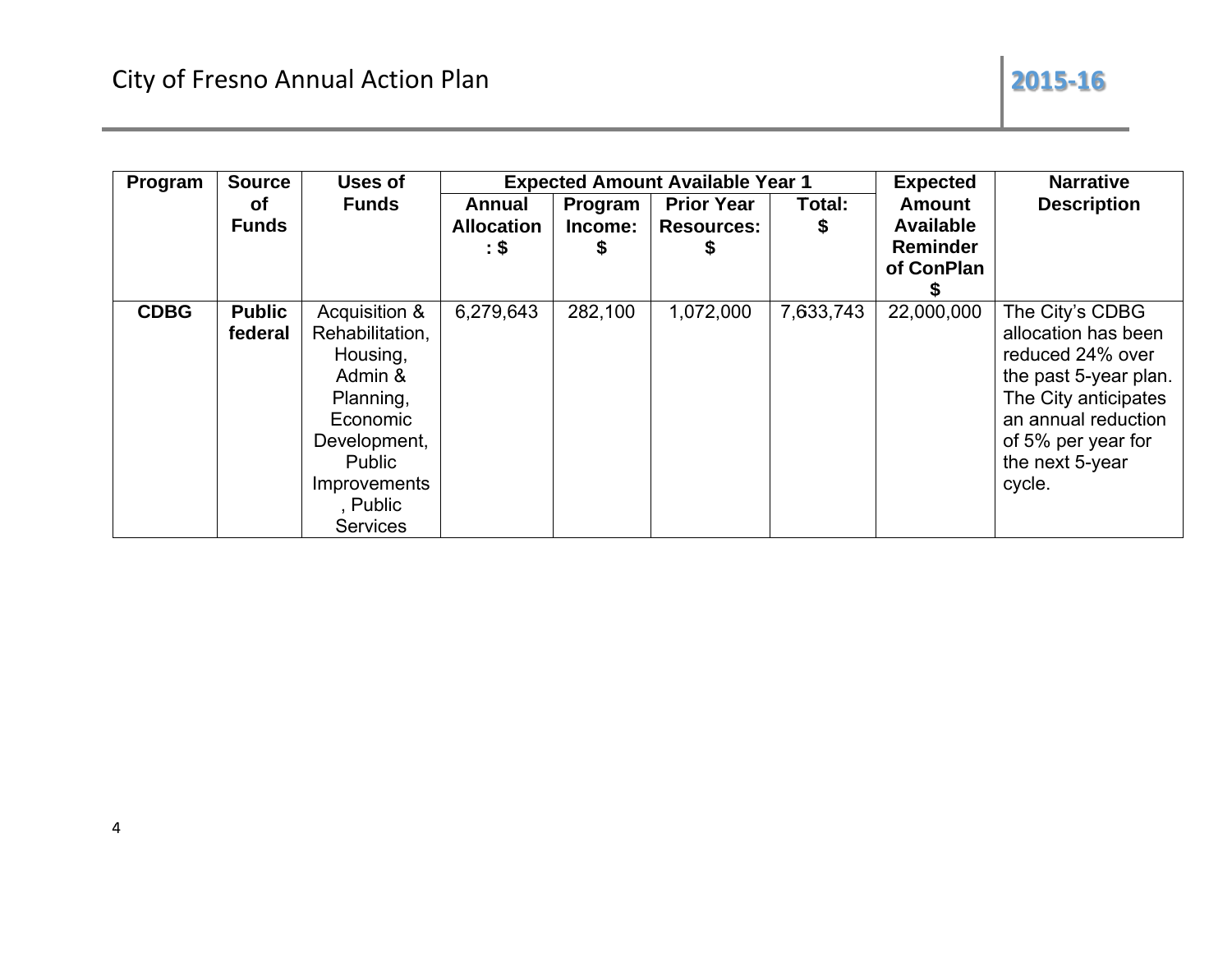| Program | Source of Funds | Uses of Funds | Expected Amount Available Year 1 | | | | Expected Amount Available Reminder of ConPlan $ | Narrative Description |
|---|---|---|---|---|---|---|---|---|
| | | | Annual Allocation : $ | Program Income: $ | Prior Year Resources: $ | Total: $ | | |
| **CDBG** | **Public federal** | Acquisition & Rehabilitation, Housing, Admin & Planning, Economic Development, Public Improvements, Public Services | 6,279,643 | 282,100 | 1,072,000 | 7,633,743 | 22,000,000 | The City's CDBG allocation has been reduced 24% over the past 5-year plan. The City anticipates an annual reduction of 5% per year for the next 5-year cycle. |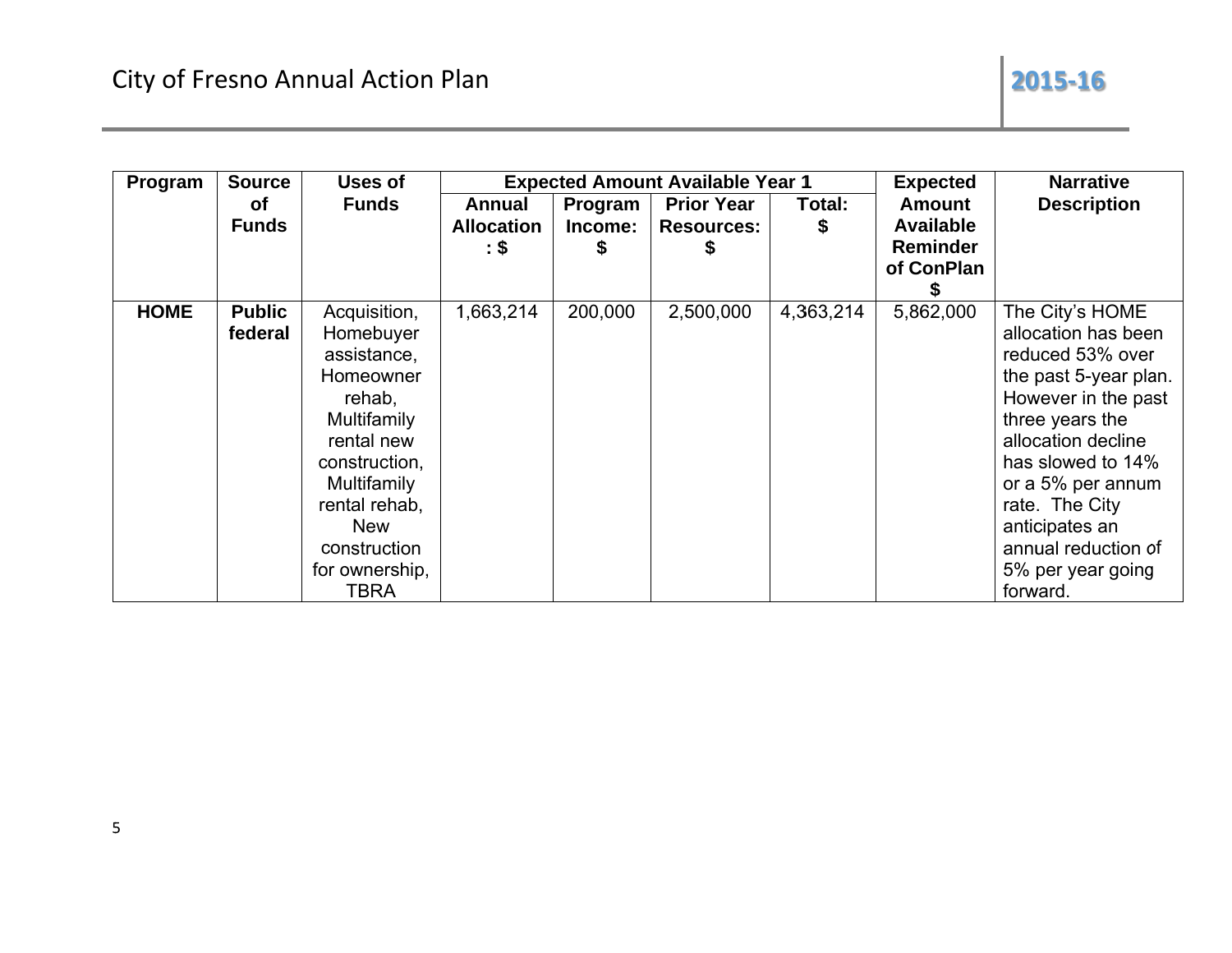| Program | Source of Funds | Uses of Funds | Expected Amount Available Year 1 | | | | Expected Amount Available Reminder of ConPlan $ | Narrative Description |
|---|---|---|---|---|---|---|---|---|
| | | | Annual Allocation: $ | Program Income: $ | Prior Year Resources: $ | Total: $ | | |
| **HOME** | **Public federal** | Acquisition, Homebuyer assistance, Homeowner rehab, Multifamily rental new construction, Multifamily rental rehab, New construction for ownership, TBRA | 1,663,214 | 200,000 | 2,500,000 | 4,363,214 | 5,862,000 | The City's HOME allocation has been reduced 53% over the past 5-year plan. However in the past three years the allocation decline has slowed to 14% or a 5% per annum rate. The City anticipates an annual reduction of 5% per year going forward. |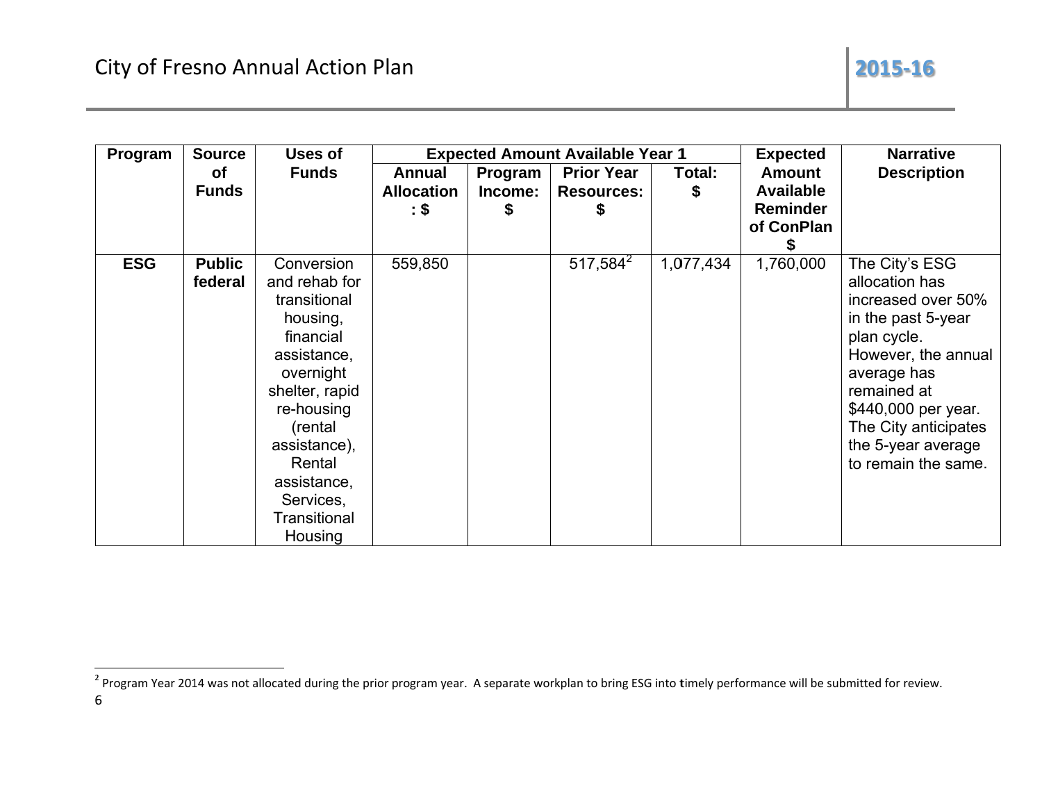| Program | Source of Funds | Uses of Funds | Expected Amount Available Year 1 | | | | Expected Amount Available Reminder of ConPlan $ | Narrative Description |
|---|---|---|---|---|---|---|---|---|
| | | | Annual Allocation : $ | Program Income: $ | Prior Year Resources: $ | Total: $ | | |
| **ESG** | **Public federal** | Conversion and rehab for transitional housing, financial assistance, overnight shelter, rapid re-housing (rental assistance), Rental assistance, Services, Transitional Housing | 559,850 | | 517,584[2] | 1,077,434 | 1,760,000 | The City's ESG allocation has increased over 50% in the past 5-year plan cycle. However, the annual average has remained at $440,000 per year. The City anticipates the 5-year average to remain the same. |

[2] Program Year 2014 was not allocated during the prior program year. A separate workplan to bring ESG into timely performance will be submitted for review.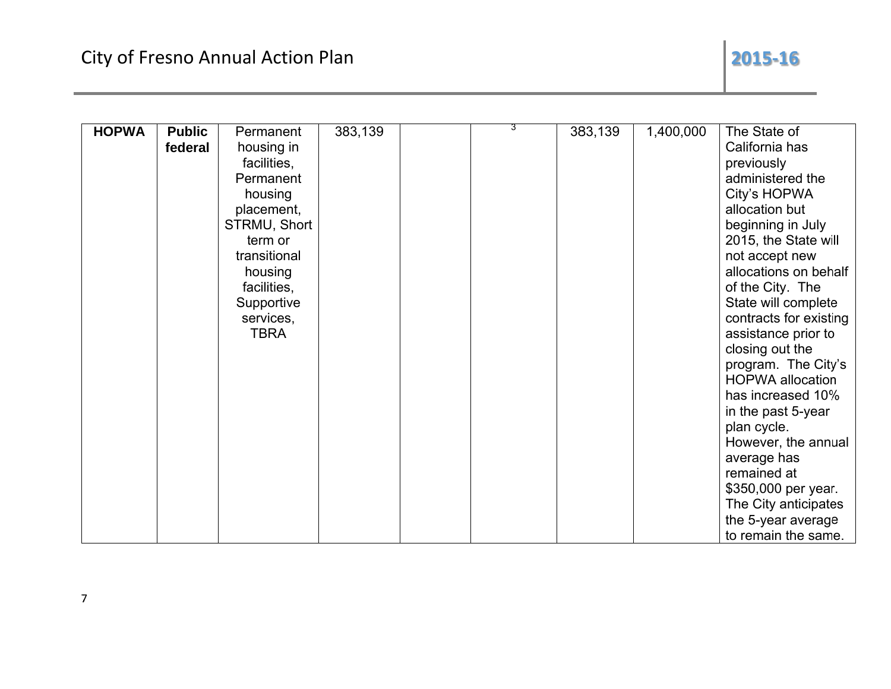| HOPWA | Public federal | Permanent housing in facilities, Permanent housing placement, STRMU, Short term or transitional housing facilities, Supportive services, TBRA | 383,139 | | 3 | 383,139 | 1,400,000 | The State of California has previously administered the City's HOPWA allocation but beginning in July 2015, the State will not accept new allocations on behalf of the City. The State will complete contracts for existing assistance prior to closing out the program. The City's HOPWA allocation has increased 10% in the past 5-year plan cycle. However, the annual average has remained at $350,000 per year. The City anticipates the 5-year average to remain the same. |
|---|---|---|---|---|---|---|---|---|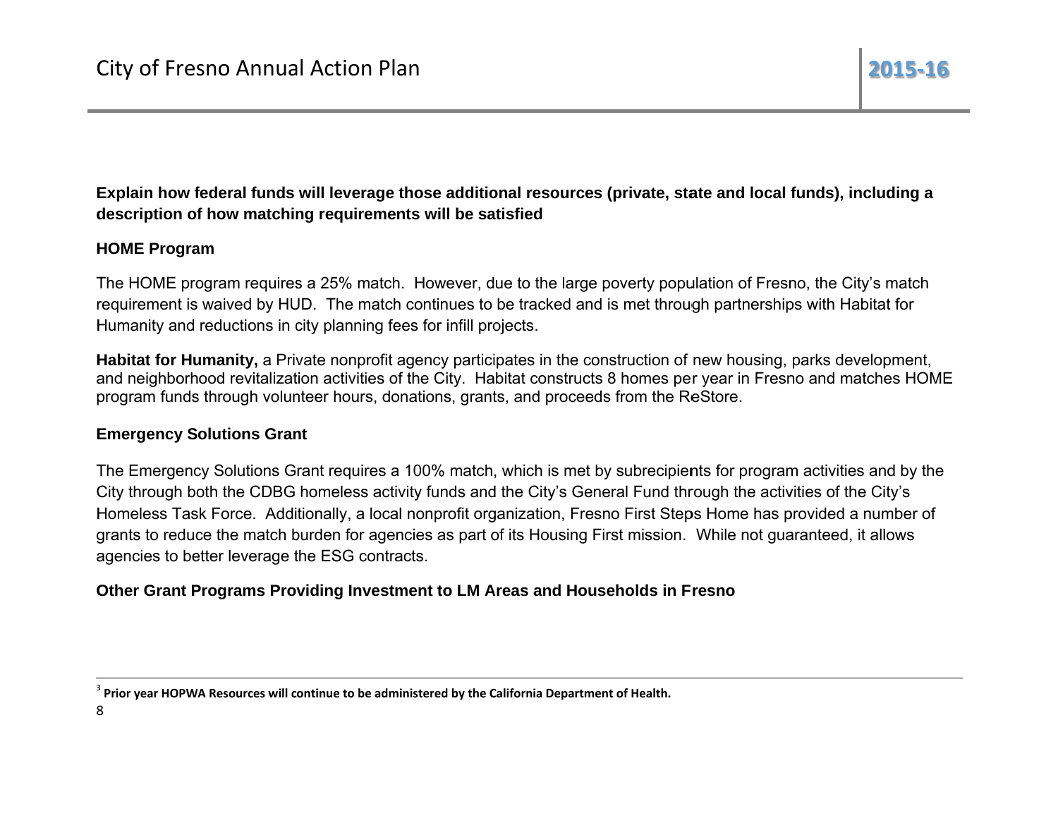**Explain how federal funds will leverage those additional resources (private, state and local funds), including a description of how matching requirements will be satisfied**

**HOME Program**

The HOME program requires a 25% match. However, due to the large poverty population of Fresno, the City's match requirement is waived by HUD. The match continues to be tracked and is met through partnerships with Habitat for Humanity and reductions in city planning fees for infill projects.

**Habitat for Humanity,** a Private nonprofit agency participates in the construction of new housing, parks development, and neighborhood revitalization activities of the City. Habitat constructs 8 homes per year in Fresno and matches HOME program funds through volunteer hours, donations, grants, and proceeds from the ReStore.

**Emergency Solutions Grant**

The Emergency Solutions Grant requires a 100% match, which is met by subrecipients for program activities and by the City through both the CDBG homeless activity funds and the City's General Fund through the activities of the City's Homeless Task Force. Additionally, a local nonprofit organization, Fresno First Steps Home has provided a number of grants to reduce the match burden for agencies as part of its Housing First mission. While not guaranteed, it allows agencies to better leverage the ESG contracts.

**Other Grant Programs Providing Investment to LM Areas and Households in Fresno**

---

[3] **Prior year HOPWA Resources will continue to be administered by the California Department of Health.**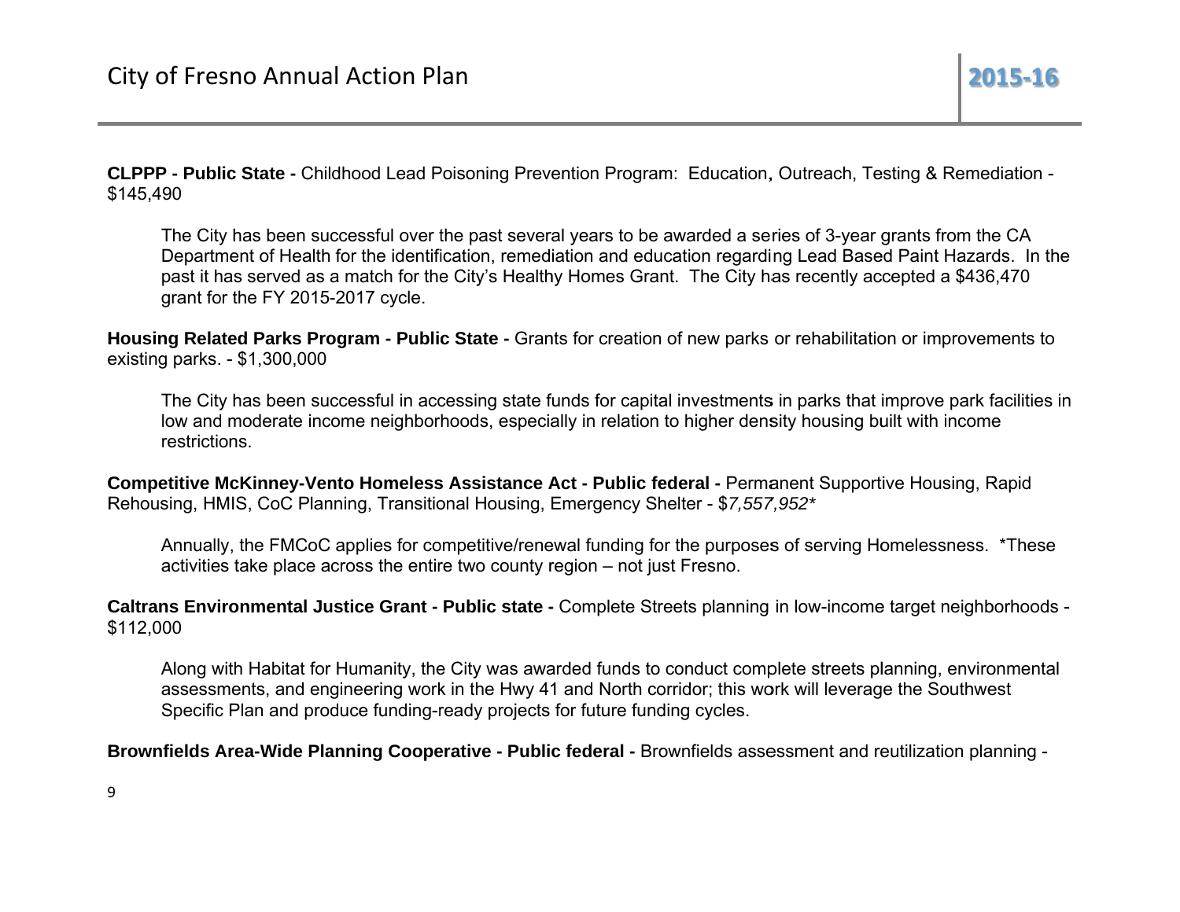**CLPPP - Public State -** Childhood Lead Poisoning Prevention Program: Education, Outreach, Testing & Remediation - $145,490

> The City has been successful over the past several years to be awarded a series of 3-year grants from the CA Department of Health for the identification, remediation and education regarding Lead Based Paint Hazards. In the past it has served as a match for the City's Healthy Homes Grant. The City has recently accepted a $436,470 grant for the FY 2015-2017 cycle.

**Housing Related Parks Program - Public State -** Grants for creation of new parks or rehabilitation or improvements to existing parks. - $1,300,000

> The City has been successful in accessing state funds for capital investments in parks that improve park facilities in low and moderate income neighborhoods, especially in relation to higher density housing built with income restrictions.

**Competitive McKinney-Vento Homeless Assistance Act - Public federal -** Permanent Supportive Housing, Rapid Rehousing, HMIS, CoC Planning, Transitional Housing, Emergency Shelter - $*7,557,952**

> Annually, the FMCoC applies for competitive/renewal funding for the purposes of serving Homelessness. *These activities take place across the entire two county region – not just Fresno.

**Caltrans Environmental Justice Grant - Public state -** Complete Streets planning in low-income target neighborhoods - $112,000

> Along with Habitat for Humanity, the City was awarded funds to conduct complete streets planning, environmental assessments, and engineering work in the Hwy 41 and North corridor; this work will leverage the Southwest Specific Plan and produce funding-ready projects for future funding cycles.

**Brownfields Area-Wide Planning Cooperative - Public federal -** Brownfields assessment and reutilization planning -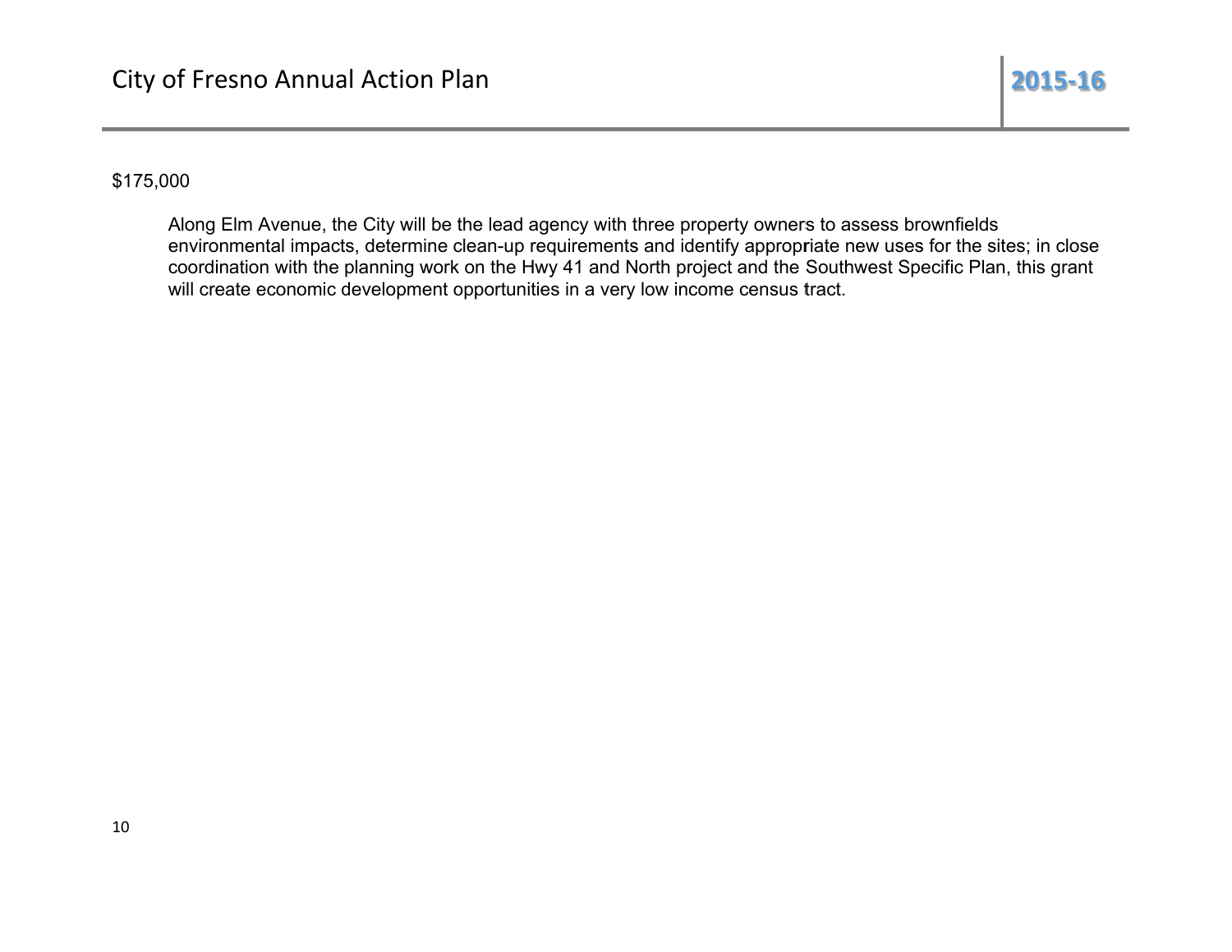$175,000

Along Elm Avenue, the City will be the lead agency with three property owners to assess brownfields environmental impacts, determine clean-up requirements and identify appropriate new uses for the sites; in close coordination with the planning work on the Hwy 41 and North project and the Southwest Specific Plan, this grant will create economic development opportunities in a very low income census tract.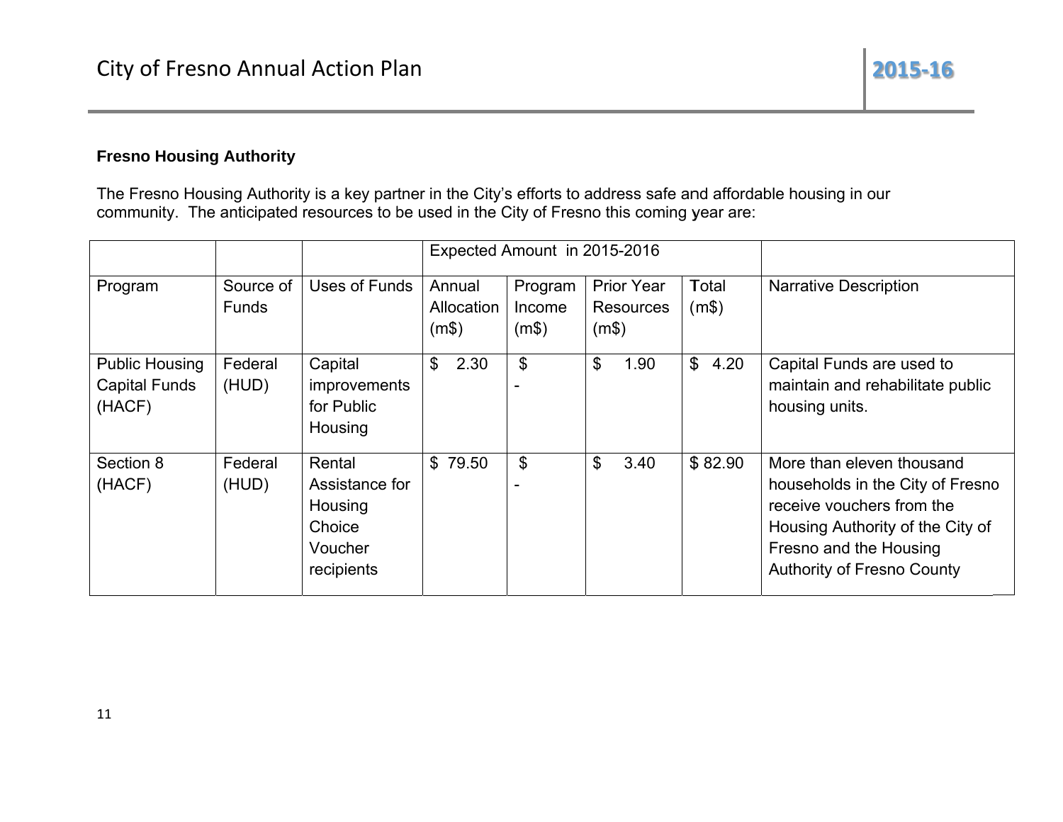**Fresno Housing Authority**

The Fresno Housing Authority is a key partner in the City's efforts to address safe and affordable housing in our community. The anticipated resources to be used in the City of Fresno this coming year are:

| | | | Expected Amount in 2015-2016 | | | | |
|---|---|---|---|---|---|---|---|
| Program | Source of Funds | Uses of Funds | Annual Allocation (m$) | Program Income (m$) | Prior Year Resources (m$) | Total (m$) | Narrative Description |
| Public Housing Capital Funds (HACF) | Federal (HUD) | Capital improvements for Public Housing | $ 2.30 | $ - | $ 1.90 | $ 4.20 | Capital Funds are used to maintain and rehabilitate public housing units. |
| Section 8 (HACF) | Federal (HUD) | Rental Assistance for Housing Choice Voucher recipients | $ 79.50 | $ - | $ 3.40 | $ 82.90 | More than eleven thousand households in the City of Fresno receive vouchers from the Housing Authority of the City of Fresno and the Housing Authority of Fresno County |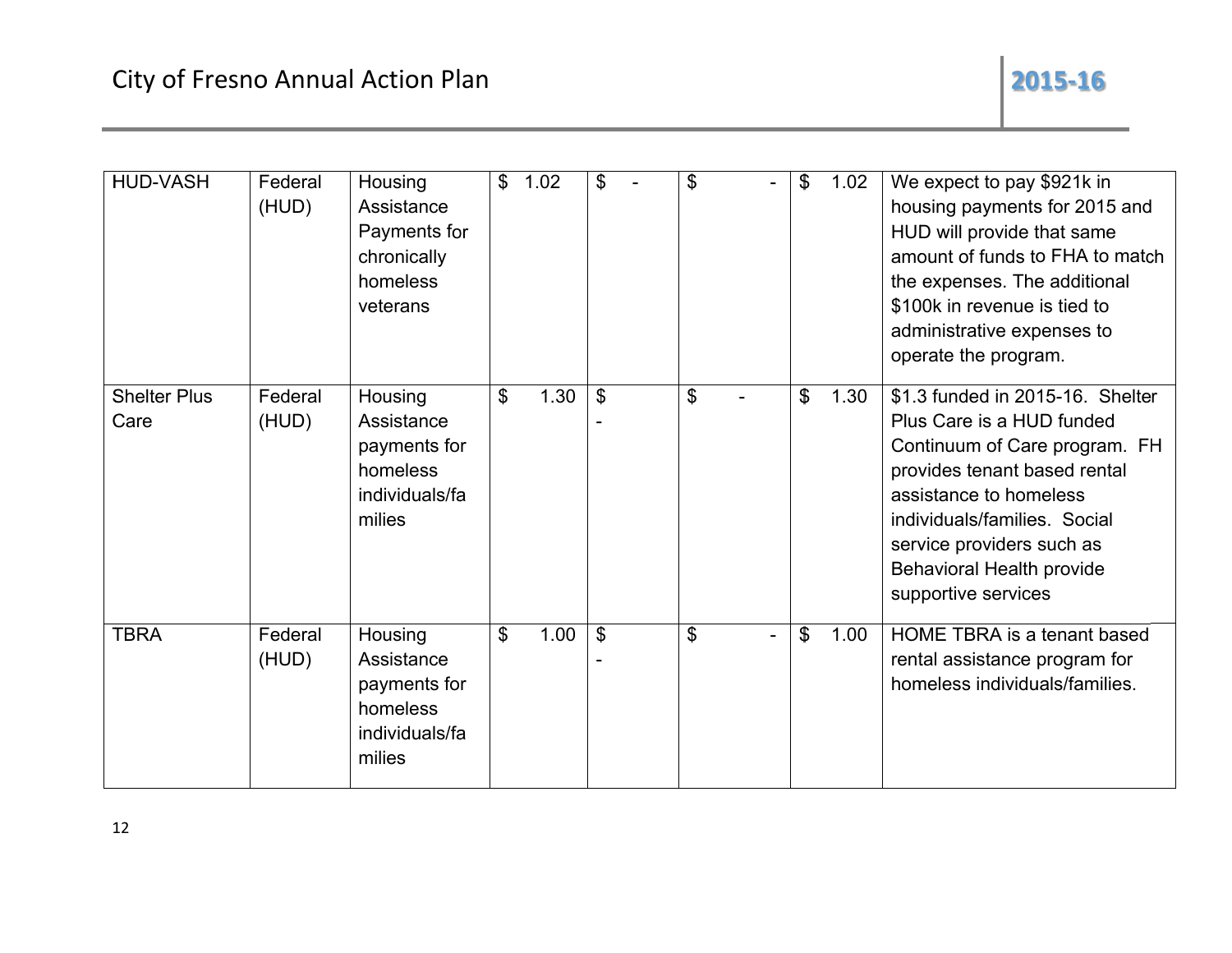| HUD-VASH | Federal (HUD) | Housing Assistance Payments for chronically homeless veterans | $ 1.02 | $ - | $ - | $ 1.02 | We expect to pay $921k in housing payments for 2015 and HUD will provide that same amount of funds to FHA to match the expenses. The additional $100k in revenue is tied to administrative expenses to operate the program. |
|---|---|---|---|---|---|---|---|
| Shelter Plus Care | Federal (HUD) | Housing Assistance payments for homeless individuals/families | $ 1.30 | $ - | $ - | $ 1.30 | $1.3 funded in 2015-16. Shelter Plus Care is a HUD funded Continuum of Care program. FH provides tenant based rental assistance to homeless individuals/families. Social service providers such as Behavioral Health provide supportive services |
| TBRA | Federal (HUD) | Housing Assistance payments for homeless individuals/families | $ 1.00 | $ - | $ - | $ 1.00 | HOME TBRA is a tenant based rental assistance program for homeless individuals/families. |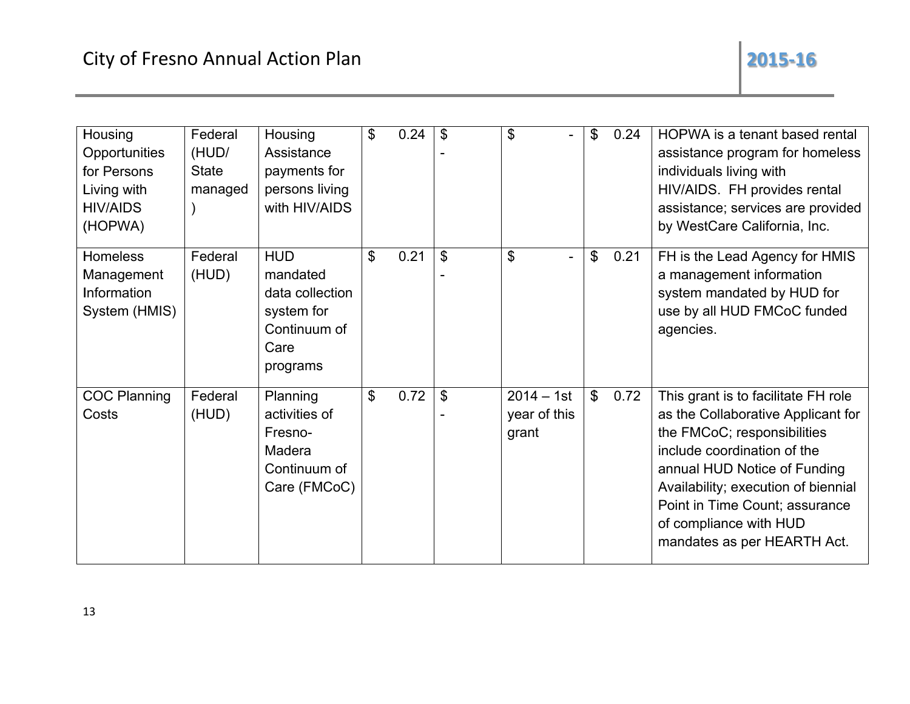| Housing Opportunities for Persons Living with HIV/AIDS (HOPWA) | Federal (HUD/ State managed) | Housing Assistance payments for persons living with HIV/AIDS | $ 0.24 | $ - | $ - | $ 0.24 | HOPWA is a tenant based rental assistance program for homeless individuals living with HIV/AIDS. FH provides rental assistance; services are provided by WestCare California, Inc. |
|---|---|---|---|---|---|---|---|
| Homeless Management Information System (HMIS) | Federal (HUD) | HUD mandated data collection system for Continuum of Care programs | $ 0.21 | $ - | $ - | $ 0.21 | FH is the Lead Agency for HMIS a management information system mandated by HUD for use by all HUD FMCoC funded agencies. |
| COC Planning Costs | Federal (HUD) | Planning activities of Fresno-Madera Continuum of Care (FMCoC) | $ 0.72 | $ - | 2014 – 1st year of this grant | $ 0.72 | This grant is to facilitate FH role as the Collaborative Applicant for the FMCoC; responsibilities include coordination of the annual HUD Notice of Funding Availability; execution of biennial Point in Time Count; assurance of compliance with HUD mandates as per HEARTH Act. |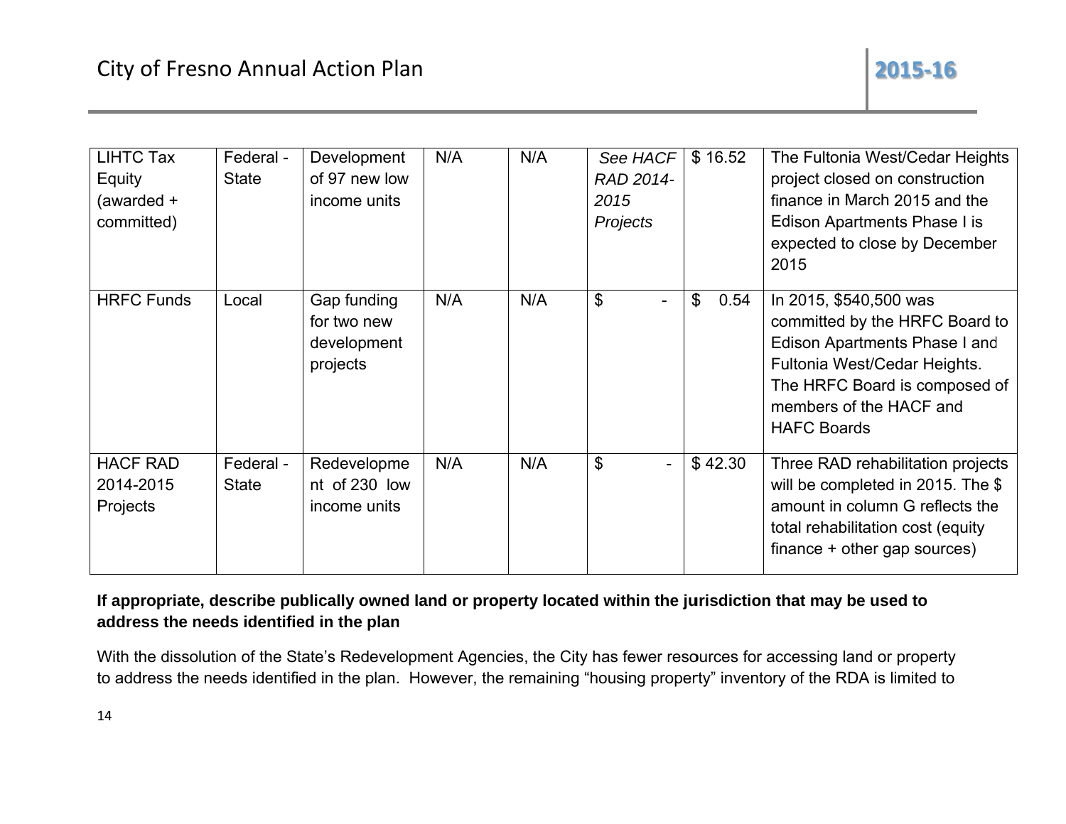| LIHTC Tax Equity (awarded + committed) | Federal - State | Development of 97 new low income units | N/A | N/A | *See HACF RAD 2014-2015 Projects* | $ 16.52 | The Fultonia West/Cedar Heights project closed on construction finance in March 2015 and the Edison Apartments Phase I is expected to close by December 2015 |
|---|---|---|---|---|---|---|---|
| HRFC Funds | Local | Gap funding for two new development projects | N/A | N/A | $ - | $ 0.54 | In 2015, $540,500 was committed by the HRFC Board to Edison Apartments Phase I and Fultonia West/Cedar Heights. The HRFC Board is composed of members of the HACF and HAFC Boards |
| HACF RAD 2014-2015 Projects | Federal - State | Redevelopment of 230 low income units | N/A | N/A | $ - | $ 42.30 | Three RAD rehabilitation projects will be completed in 2015. The $ amount in column G reflects the total rehabilitation cost (equity finance + other gap sources) |

**If appropriate, describe publically owned land or property located within the jurisdiction that may be used to address the needs identified in the plan**

With the dissolution of the State's Redevelopment Agencies, the City has fewer resources for accessing land or property to address the needs identified in the plan. However, the remaining "housing property" inventory of the RDA is limited to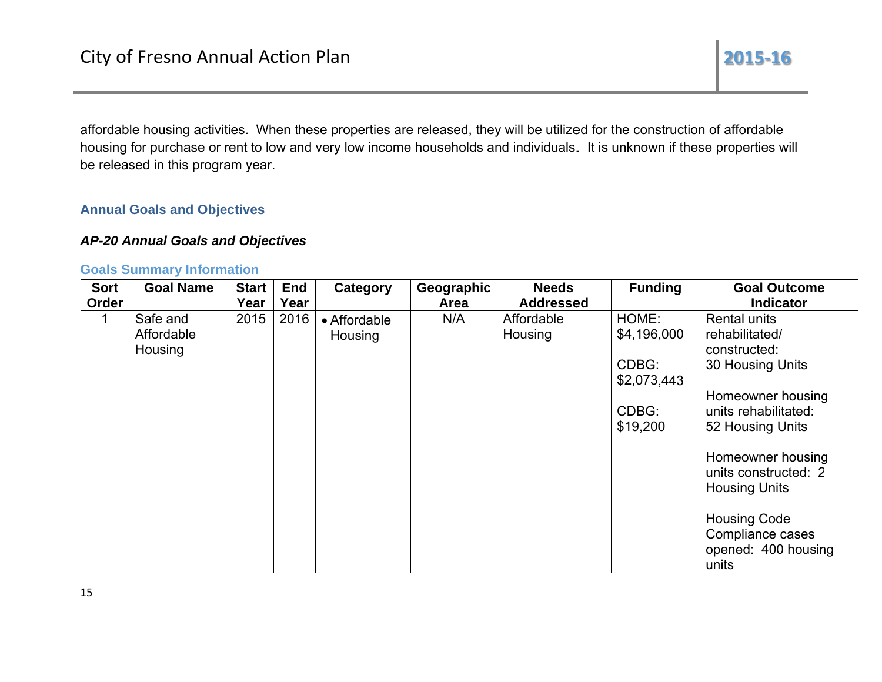affordable housing activities. When these properties are released, they will be utilized for the construction of affordable housing for purchase or rent to low and very low income households and individuals. It is unknown if these properties will be released in this program year.

## Annual Goals and Objectives

### *AP-20 Annual Goals and Objectives*

#### Goals Summary Information

| Sort Order | Goal Name | Start Year | End Year | Category | Geographic Area | Needs Addressed | Funding | Goal Outcome Indicator |
|---|---|---|---|---|---|---|---|---|
| 1 | Safe and Affordable Housing | 2015 | 2016 | • Affordable Housing | N/A | Affordable Housing | HOME: $4,196,000<br><br>CDBG: $2,073,443<br><br>CDBG: $19,200 | Rental units rehabilitated/ constructed: 30 Housing Units<br><br>Homeowner housing units rehabilitated: 52 Housing Units<br><br>Homeowner housing units constructed: 2 Housing Units<br><br>Housing Code Compliance cases opened: 400 housing units |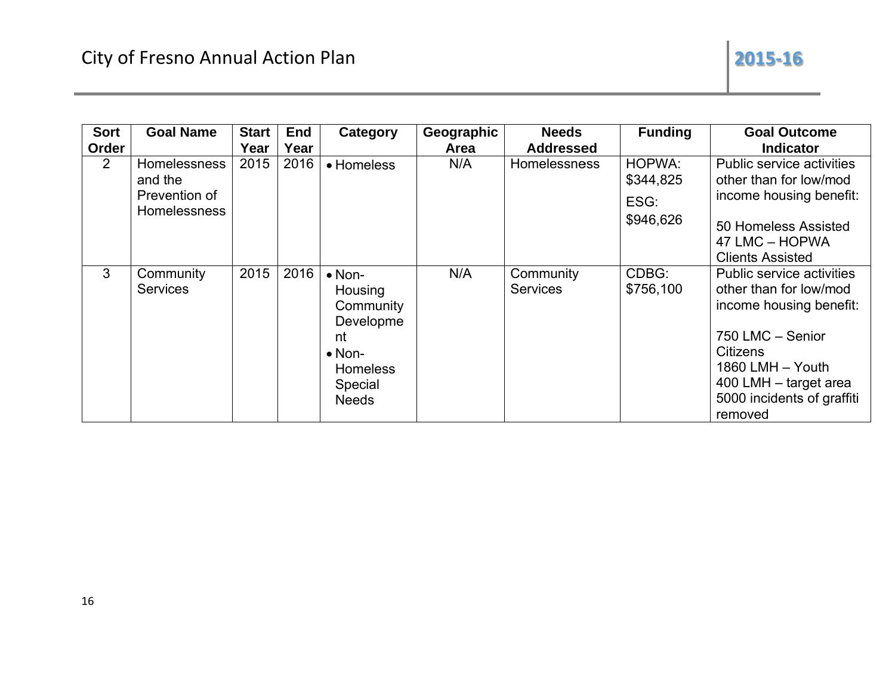| Sort Order | Goal Name | Start Year | End Year | Category | Geographic Area | Needs Addressed | Funding | Goal Outcome Indicator |
|---|---|---|---|---|---|---|---|---|
| 2 | Homelessness and the Prevention of Homelessness | 2015 | 2016 | • Homeless | N/A | Homelessness | HOPWA: $344,825<br>ESG: $946,626 | Public service activities other than for low/mod income housing benefit:<br><br>50 Homeless Assisted<br>47 LMC – HOPWA Clients Assisted |
| 3 | Community Services | 2015 | 2016 | • Non-Housing Community Development<br>• Non-Homeless Special Needs | N/A | Community Services | CDBG: $756,100 | Public service activities other than for low/mod income housing benefit:<br><br>750 LMC – Senior Citizens<br>1860 LMH – Youth<br>400 LMH – target area<br>5000 incidents of graffiti removed |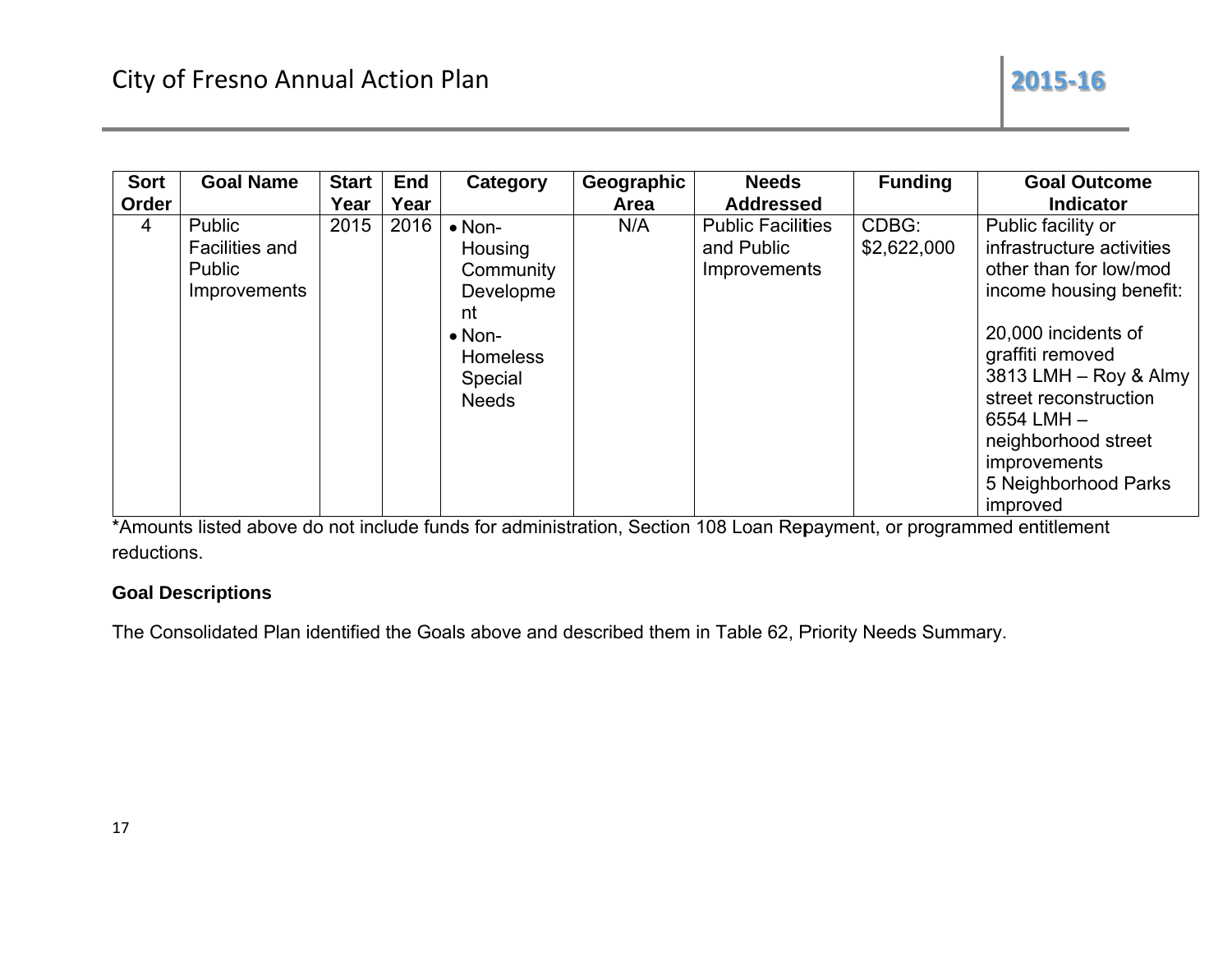| Sort Order | Goal Name | Start Year | End Year | Category | Geographic Area | Needs Addressed | Funding | Goal Outcome Indicator |
|---|---|---|---|---|---|---|---|---|
| 4 | Public Facilities and Public Improvements | 2015 | 2016 | • Non-Housing Community Development<br>• Non-Homeless Special Needs | N/A | Public Facilities and Public Improvements | CDBG: $2,622,000 | Public facility or infrastructure activities other than for low/mod income housing benefit:<br><br>20,000 incidents of graffiti removed<br>3813 LMH – Roy & Almy street reconstruction<br>6554 LMH – neighborhood street improvements<br>5 Neighborhood Parks improved |

*Amounts listed above do not include funds for administration, Section 108 Loan Repayment, or programmed entitlement reductions.

**Goal Descriptions**

The Consolidated Plan identified the Goals above and described them in Table 62, Priority Needs Summary.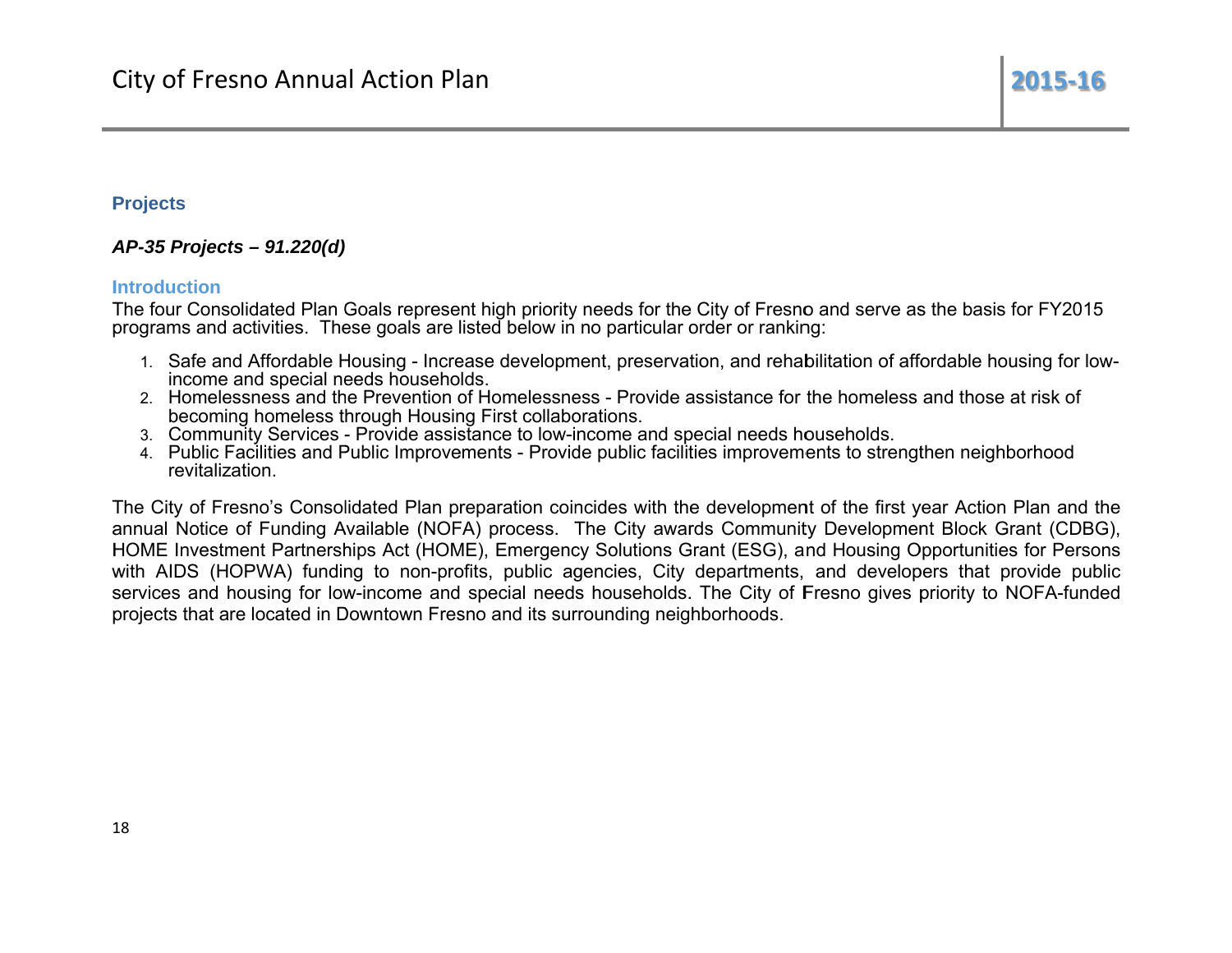## Projects

### *AP-35 Projects – 91.220(d)*

#### Introduction

The four Consolidated Plan Goals represent high priority needs for the City of Fresno and serve as the basis for FY2015 programs and activities. These goals are listed below in no particular order or ranking:

1. Safe and Affordable Housing - Increase development, preservation, and rehabilitation of affordable housing for low-income and special needs households.
2. Homelessness and the Prevention of Homelessness - Provide assistance for the homeless and those at risk of becoming homeless through Housing First collaborations.
3. Community Services - Provide assistance to low-income and special needs households.
4. Public Facilities and Public Improvements - Provide public facilities improvements to strengthen neighborhood revitalization.

The City of Fresno's Consolidated Plan preparation coincides with the development of the first year Action Plan and the annual Notice of Funding Available (NOFA) process. The City awards Community Development Block Grant (CDBG), HOME Investment Partnerships Act (HOME), Emergency Solutions Grant (ESG), and Housing Opportunities for Persons with AIDS (HOPWA) funding to non-profits, public agencies, City departments, and developers that provide public services and housing for low-income and special needs households. The City of Fresno gives priority to NOFA-funded projects that are located in Downtown Fresno and its surrounding neighborhoods.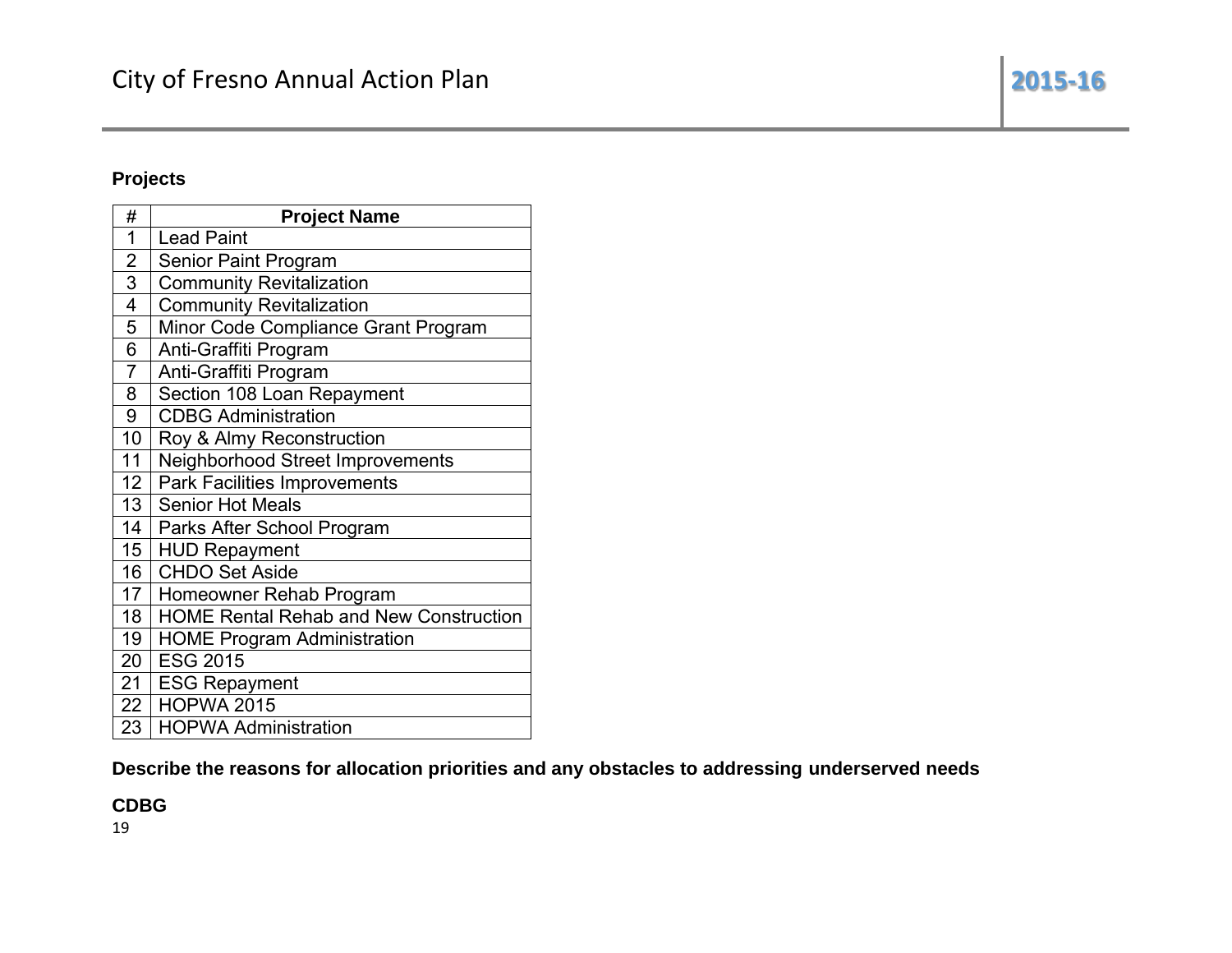**Projects**

| # | Project Name |
|---|---|
| 1 | Lead Paint |
| 2 | Senior Paint Program |
| 3 | Community Revitalization |
| 4 | Community Revitalization |
| 5 | Minor Code Compliance Grant Program |
| 6 | Anti-Graffiti Program |
| 7 | Anti-Graffiti Program |
| 8 | Section 108 Loan Repayment |
| 9 | CDBG Administration |
| 10 | Roy & Almy Reconstruction |
| 11 | Neighborhood Street Improvements |
| 12 | Park Facilities Improvements |
| 13 | Senior Hot Meals |
| 14 | Parks After School Program |
| 15 | HUD Repayment |
| 16 | CHDO Set Aside |
| 17 | Homeowner Rehab Program |
| 18 | HOME Rental Rehab and New Construction |
| 19 | HOME Program Administration |
| 20 | ESG 2015 |
| 21 | ESG Repayment |
| 22 | HOPWA 2015 |
| 23 | HOPWA Administration |

**Describe the reasons for allocation priorities and any obstacles to addressing underserved needs**

**CDBG**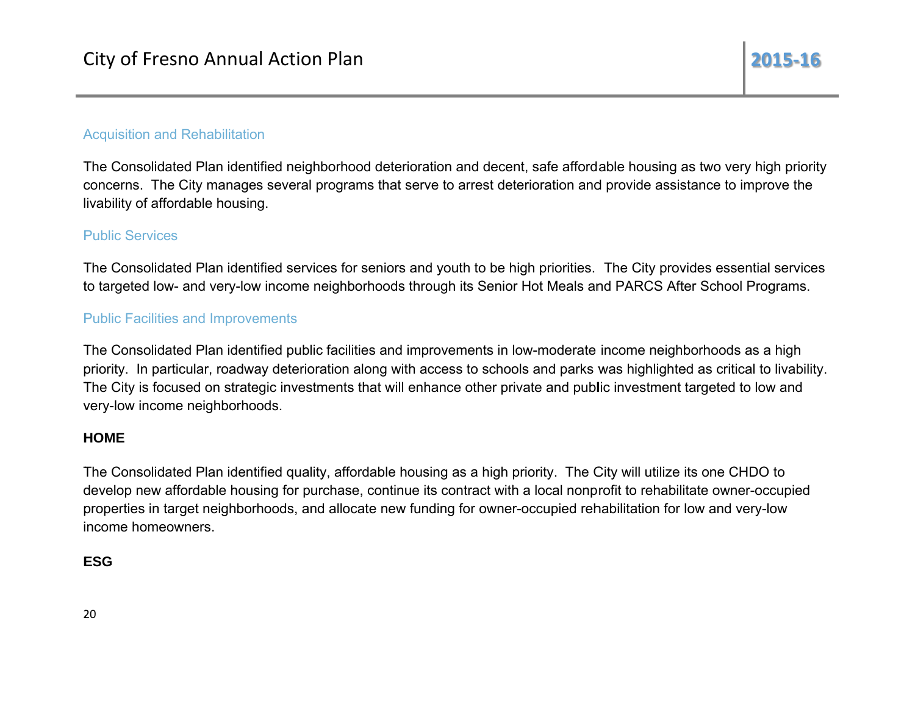### Acquisition and Rehabilitation

The Consolidated Plan identified neighborhood deterioration and decent, safe affordable housing as two very high priority concerns. The City manages several programs that serve to arrest deterioration and provide assistance to improve the livability of affordable housing.

### Public Services

The Consolidated Plan identified services for seniors and youth to be high priorities. The City provides essential services to targeted low- and very-low income neighborhoods through its Senior Hot Meals and PARCS After School Programs.

### Public Facilities and Improvements

The Consolidated Plan identified public facilities and improvements in low-moderate income neighborhoods as a high priority. In particular, roadway deterioration along with access to schools and parks was highlighted as critical to livability. The City is focused on strategic investments that will enhance other private and public investment targeted to low and very-low income neighborhoods.

**HOME**

The Consolidated Plan identified quality, affordable housing as a high priority. The City will utilize its one CHDO to develop new affordable housing for purchase, continue its contract with a local nonprofit to rehabilitate owner-occupied properties in target neighborhoods, and allocate new funding for owner-occupied rehabilitation for low and very-low income homeowners.

**ESG**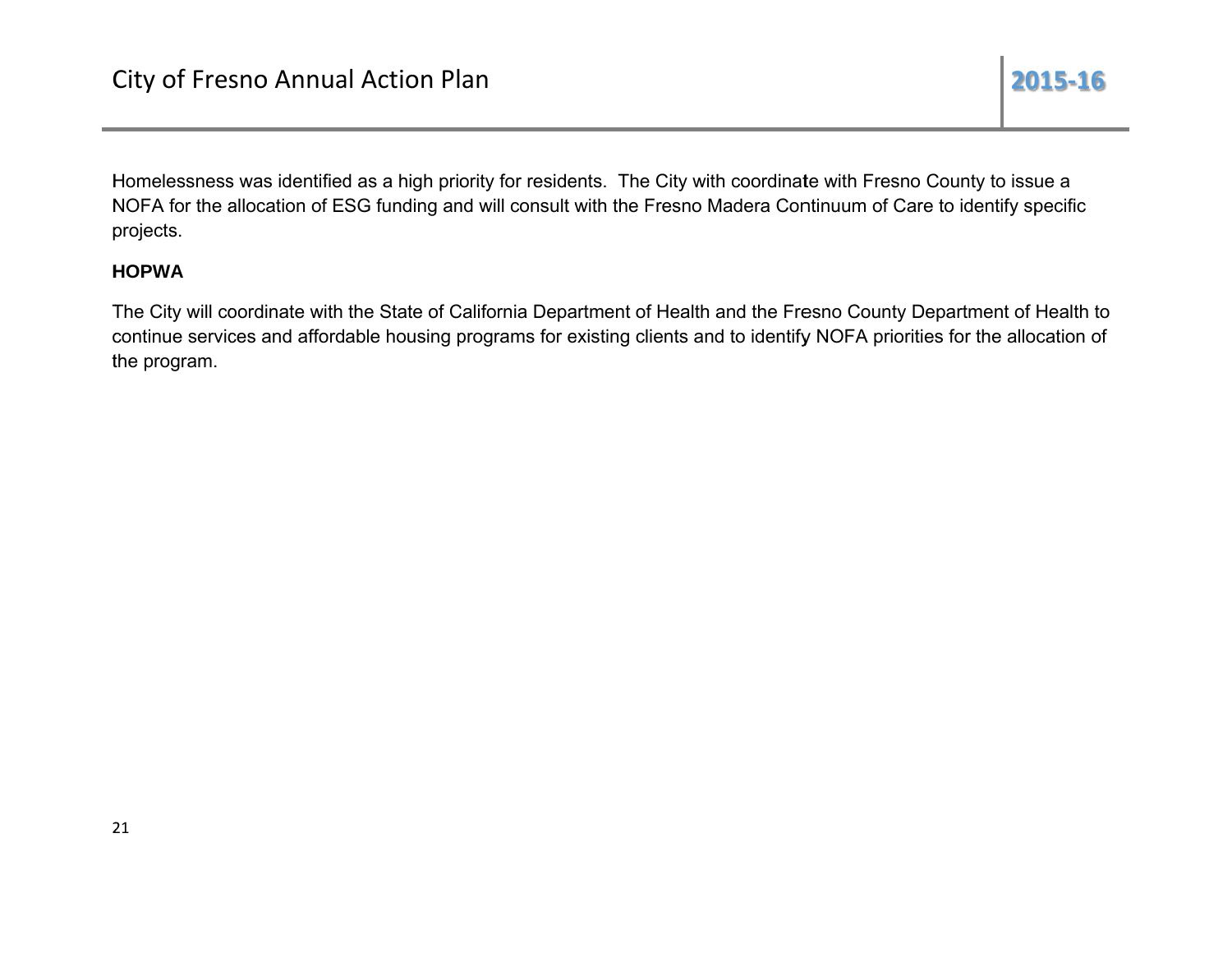Homelessness was identified as a high priority for residents. The City with coordinate with Fresno County to issue a NOFA for the allocation of ESG funding and will consult with the Fresno Madera Continuum of Care to identify specific projects.

**HOPWA**

The City will coordinate with the State of California Department of Health and the Fresno County Department of Health to continue services and affordable housing programs for existing clients and to identify NOFA priorities for the allocation of the program.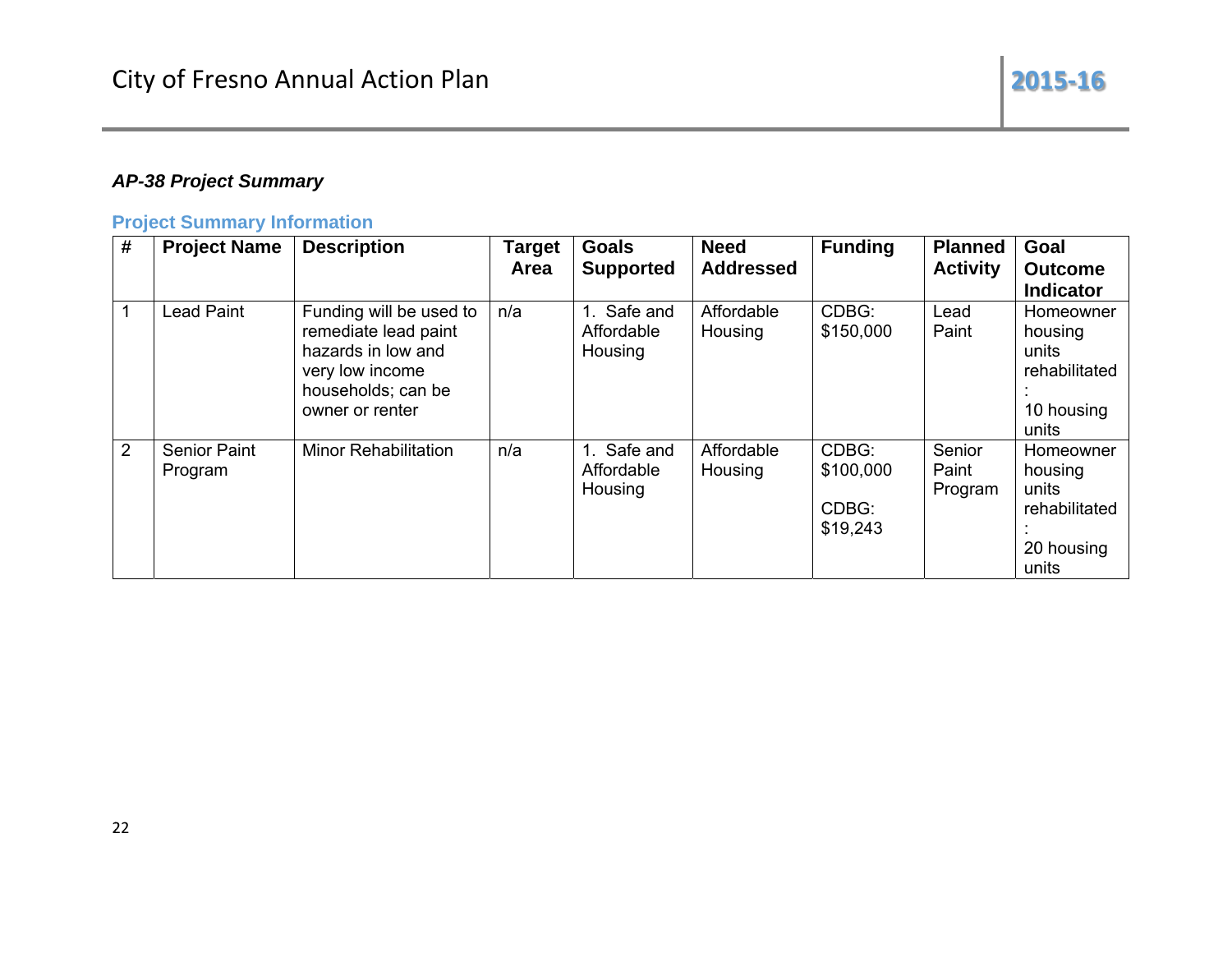***AP-38 Project Summary***

### Project Summary Information

| # | Project Name | Description | Target Area | Goals Supported | Need Addressed | Funding | Planned Activity | Goal Outcome Indicator |
|---|---|---|---|---|---|---|---|---|
| 1 | Lead Paint | Funding will be used to remediate lead paint hazards in low and very low income households; can be owner or renter | n/a | 1. Safe and Affordable Housing | Affordable Housing | CDBG: $150,000 | Lead Paint | Homeowner housing units rehabilitated: 10 housing units |
| 2 | Senior Paint Program | Minor Rehabilitation | n/a | 1. Safe and Affordable Housing | Affordable Housing | CDBG: $100,000<br><br>CDBG: $19,243 | Senior Paint Program | Homeowner housing units rehabilitated: 20 housing units |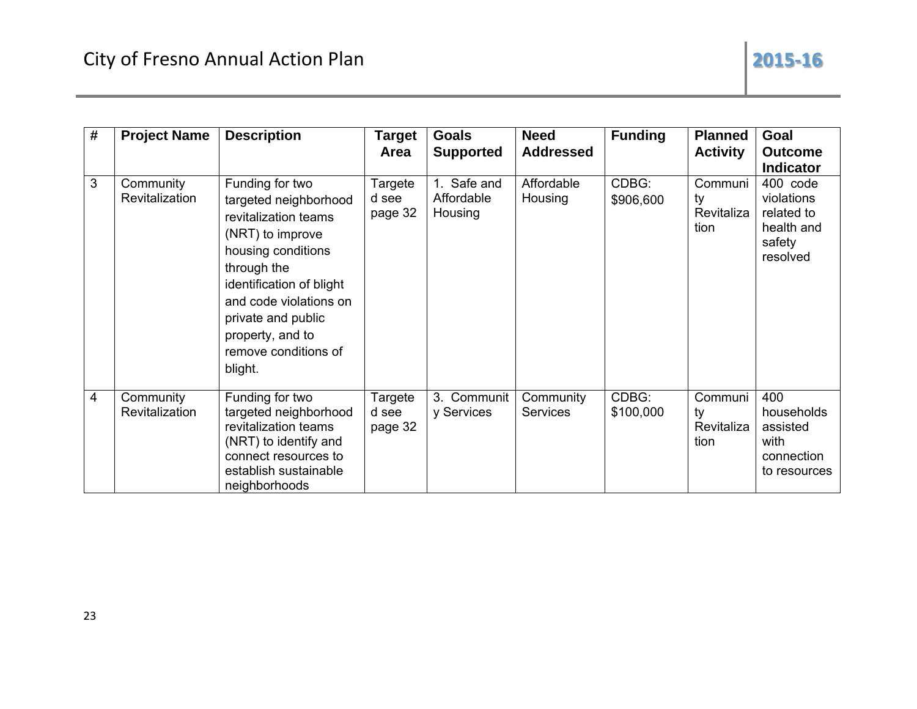| # | Project Name | Description | Target Area | Goals Supported | Need Addressed | Funding | Planned Activity | Goal Outcome Indicator |
|---|---|---|---|---|---|---|---|---|
| 3 | Community Revitalization | Funding for two targeted neighborhood revitalization teams (NRT) to improve housing conditions through the identification of blight and code violations on private and public property, and to remove conditions of blight. | Targeted see page 32 | 1. Safe and Affordable Housing | Affordable Housing | CDBG: $906,600 | Community Revitalization | 400 code violations related to health and safety resolved |
| 4 | Community Revitalization | Funding for two targeted neighborhood revitalization teams (NRT) to identify and connect resources to establish sustainable neighborhoods | Targeted see page 32 | 3. Community Services | Community Services | CDBG: $100,000 | Community Revitalization | 400 households assisted with connection to resources |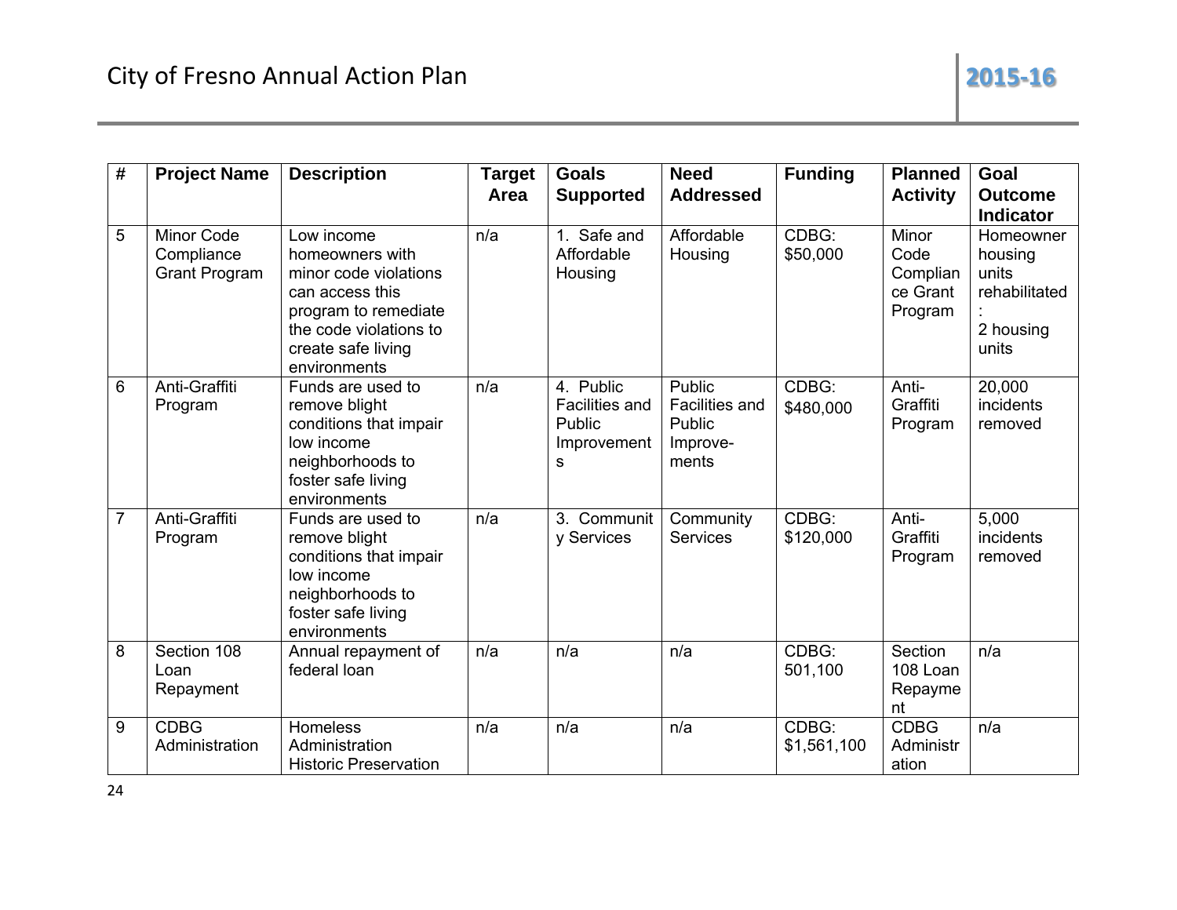| # | Project Name | Description | Target Area | Goals Supported | Need Addressed | Funding | Planned Activity | Goal Outcome Indicator |
|---|---|---|---|---|---|---|---|---|
| 5 | Minor Code Compliance Grant Program | Low income homeowners with minor code violations can access this program to remediate the code violations to create safe living environments | n/a | 1. Safe and Affordable Housing | Affordable Housing | CDBG: $50,000 | Minor Code Compliance Grant Program | Homeowner housing units rehabilitated: 2 housing units |
| 6 | Anti-Graffiti Program | Funds are used to remove blight conditions that impair low income neighborhoods to foster safe living environments | n/a | 4. Public Facilities and Public Improvements | Public Facilities and Public Improvements | CDBG: $480,000 | Anti-Graffiti Program | 20,000 incidents removed |
| 7 | Anti-Graffiti Program | Funds are used to remove blight conditions that impair low income neighborhoods to foster safe living environments | n/a | 3. Community Services | Community Services | CDBG: $120,000 | Anti-Graffiti Program | 5,000 incidents removed |
| 8 | Section 108 Loan Repayment | Annual repayment of federal loan | n/a | n/a | n/a | CDBG: 501,100 | Section 108 Loan Repayment | n/a |
| 9 | CDBG Administration | Homeless Administration Historic Preservation | n/a | n/a | n/a | CDBG: $1,561,100 | CDBG Administration | n/a |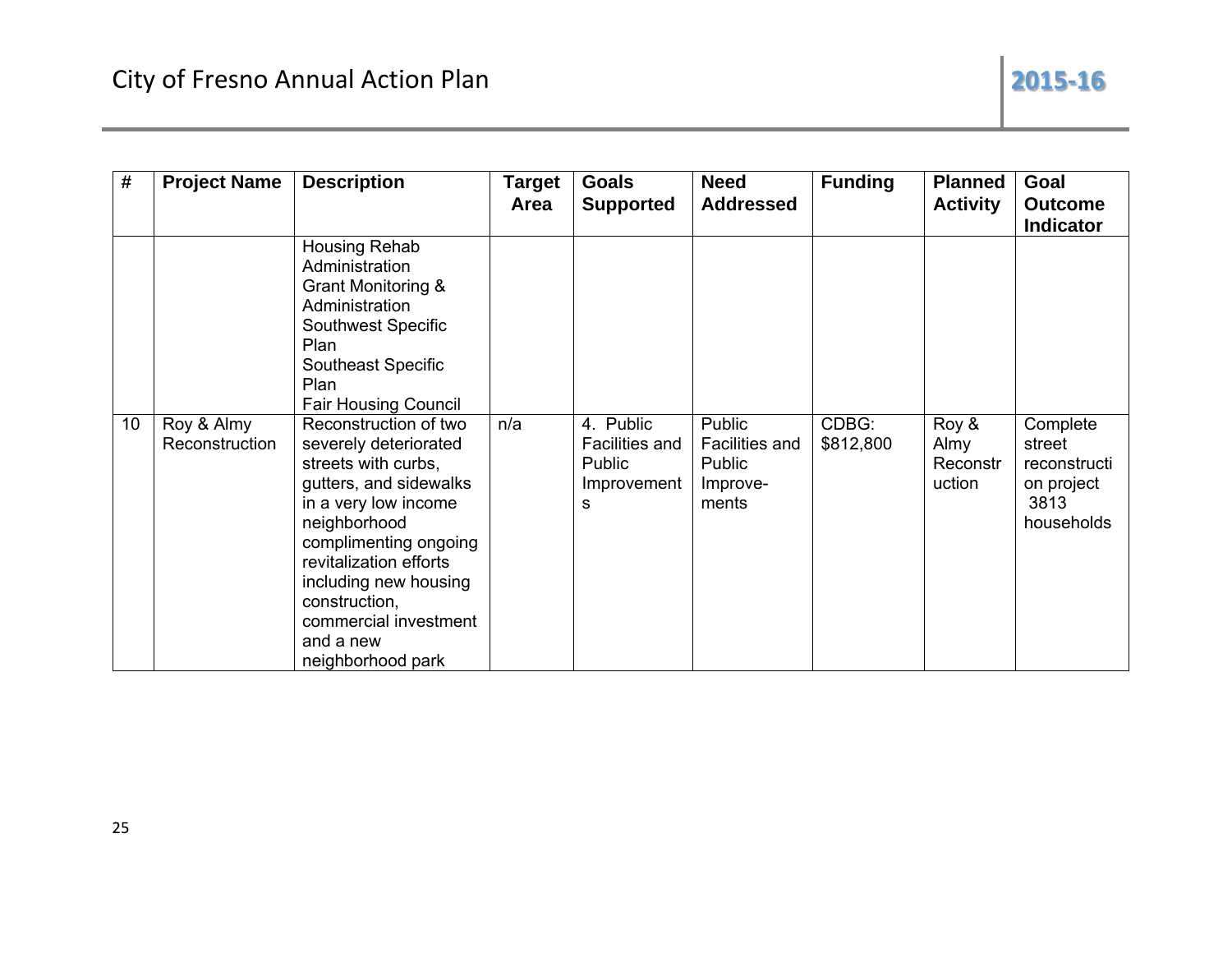| # | Project Name | Description | Target Area | Goals Supported | Need Addressed | Funding | Planned Activity | Goal Outcome Indicator |
|---|---|---|---|---|---|---|---|---|
| | | Housing Rehab Administration<br>Grant Monitoring & Administration<br>Southwest Specific Plan<br>Southeast Specific Plan<br>Fair Housing Council | | | | | | |
| 10 | Roy & Almy Reconstruction | Reconstruction of two severely deteriorated streets with curbs, gutters, and sidewalks in a very low income neighborhood complimenting ongoing revitalization efforts including new housing construction, commercial investment and a new neighborhood park | n/a | 4. Public Facilities and Public Improvements | Public Facilities and Public Improve-ments | CDBG: $812,800 | Roy & Almy Reconstruction | Complete street reconstruction project 3813 households |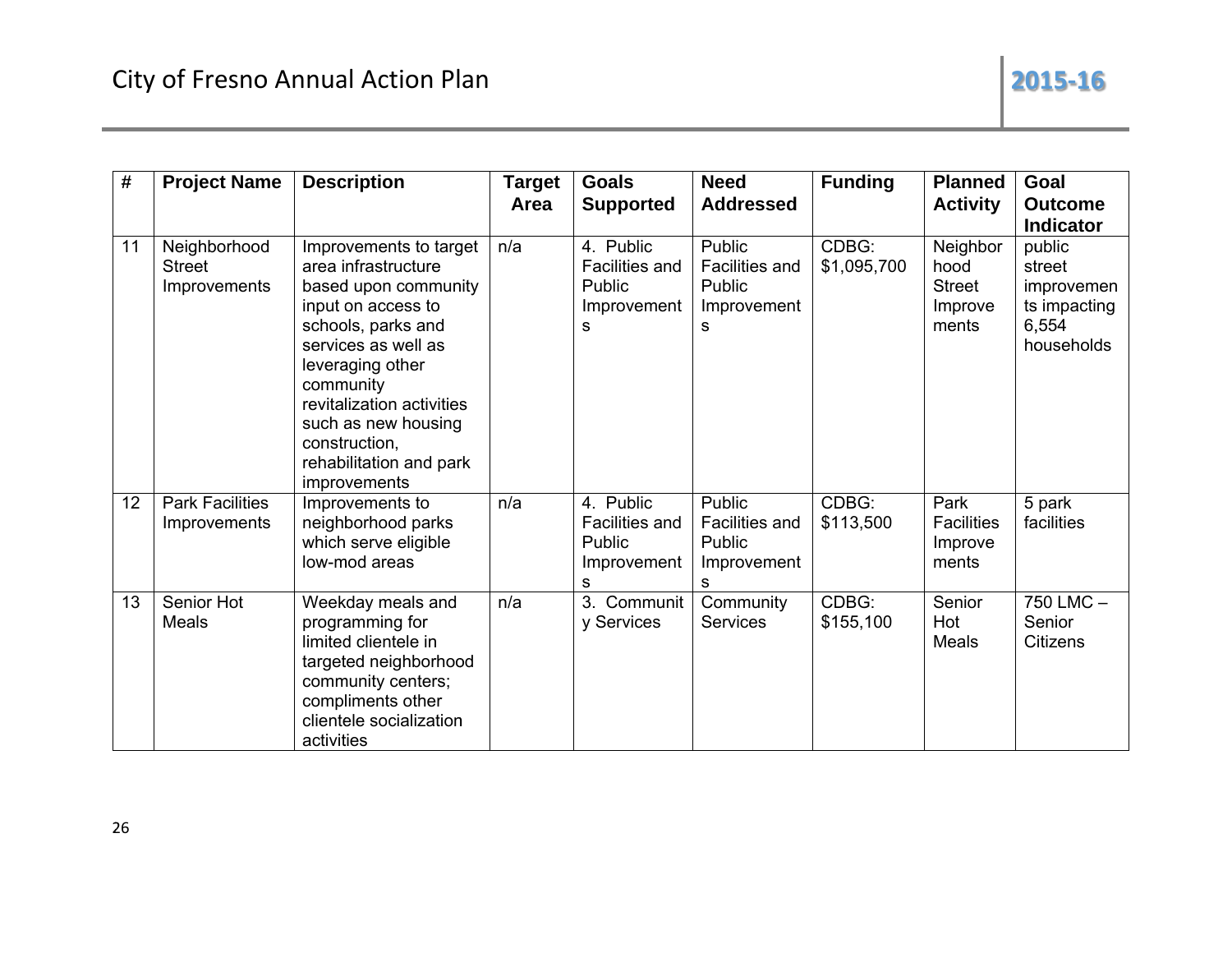| # | Project Name | Description | Target Area | Goals Supported | Need Addressed | Funding | Planned Activity | Goal Outcome Indicator |
|---|---|---|---|---|---|---|---|---|
| 11 | Neighborhood Street Improvements | Improvements to target area infrastructure based upon community input on access to schools, parks and services as well as leveraging other community revitalization activities such as new housing construction, rehabilitation and park improvements | n/a | 4. Public Facilities and Public Improvements | Public Facilities and Public Improvements | CDBG: $1,095,700 | Neighborhood Street Improvements | public street improvements impacting 6,554 households |
| 12 | Park Facilities Improvements | Improvements to neighborhood parks which serve eligible low-mod areas | n/a | 4. Public Facilities and Public Improvements | Public Facilities and Public Improvements | CDBG: $113,500 | Park Facilities Improvements | 5 park facilities |
| 13 | Senior Hot Meals | Weekday meals and programming for limited clientele in targeted neighborhood community centers; compliments other clientele socialization activities | n/a | 3. Community Services | Community Services | CDBG: $155,100 | Senior Hot Meals | 750 LMC – Senior Citizens |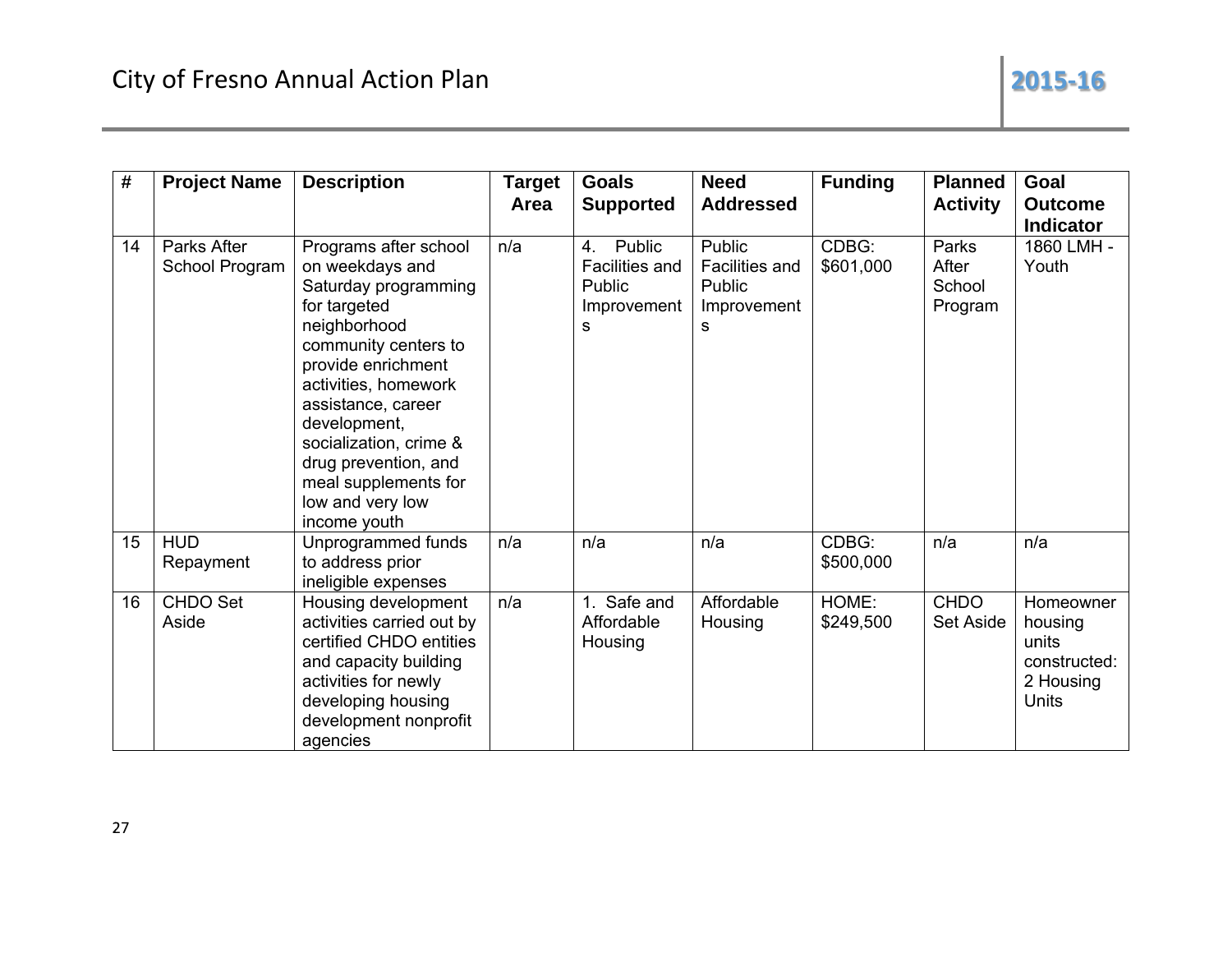| # | Project Name | Description | Target Area | Goals Supported | Need Addressed | Funding | Planned Activity | Goal Outcome Indicator |
|---|---|---|---|---|---|---|---|---|
| 14 | Parks After School Program | Programs after school on weekdays and Saturday programming for targeted neighborhood community centers to provide enrichment activities, homework assistance, career development, socialization, crime & drug prevention, and meal supplements for low and very low income youth | n/a | 4. Public Facilities and Public Improvements | Public Facilities and Public Improvements | CDBG: $601,000 | Parks After School Program | 1860 LMH - Youth |
| 15 | HUD Repayment | Unprogrammed funds to address prior ineligible expenses | n/a | n/a | n/a | CDBG: $500,000 | n/a | n/a |
| 16 | CHDO Set Aside | Housing development activities carried out by certified CHDO entities and capacity building activities for newly developing housing development nonprofit agencies | n/a | 1. Safe and Affordable Housing | Affordable Housing | HOME: $249,500 | CHDO Set Aside | Homeowner housing units constructed: 2 Housing Units |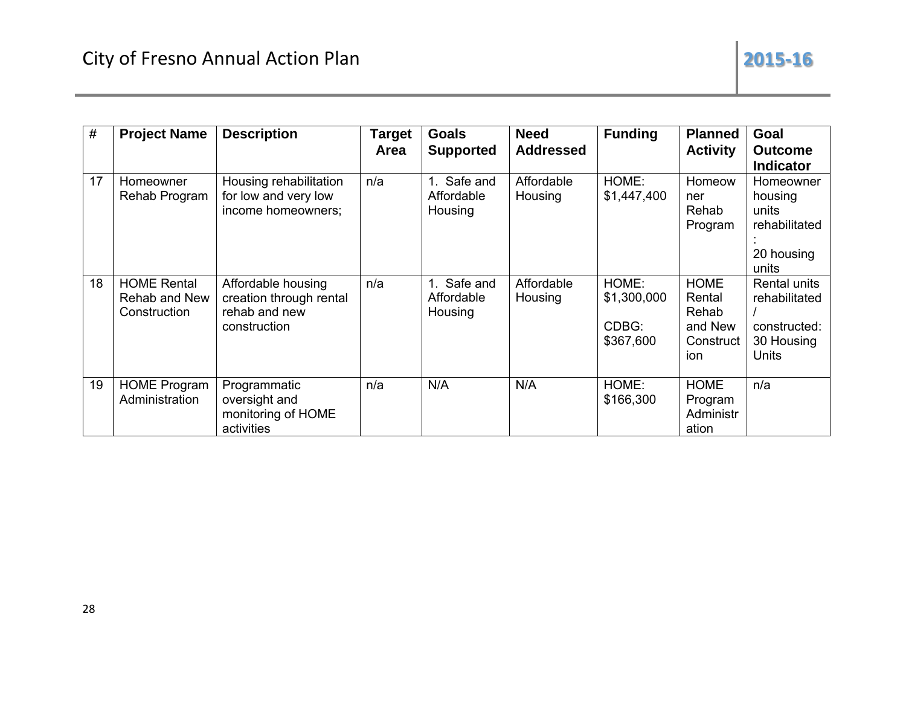| # | Project Name | Description | Target Area | Goals Supported | Need Addressed | Funding | Planned Activity | Goal Outcome Indicator |
|---|---|---|---|---|---|---|---|---|
| 17 | Homeowner Rehab Program | Housing rehabilitation for low and very low income homeowners; | n/a | 1. Safe and Affordable Housing | Affordable Housing | HOME: $1,447,400 | Homeowner Rehab Program | Homeowner housing units rehabilitated: 20 housing units |
| 18 | HOME Rental Rehab and New Construction | Affordable housing creation through rental rehab and new construction | n/a | 1. Safe and Affordable Housing | Affordable Housing | HOME: $1,300,000 CDBG: $367,600 | HOME Rental Rehab and New Construction | Rental units rehabilitated / constructed: 30 Housing Units |
| 19 | HOME Program Administration | Programmatic oversight and monitoring of HOME activities | n/a | N/A | N/A | HOME: $166,300 | HOME Program Administration | n/a |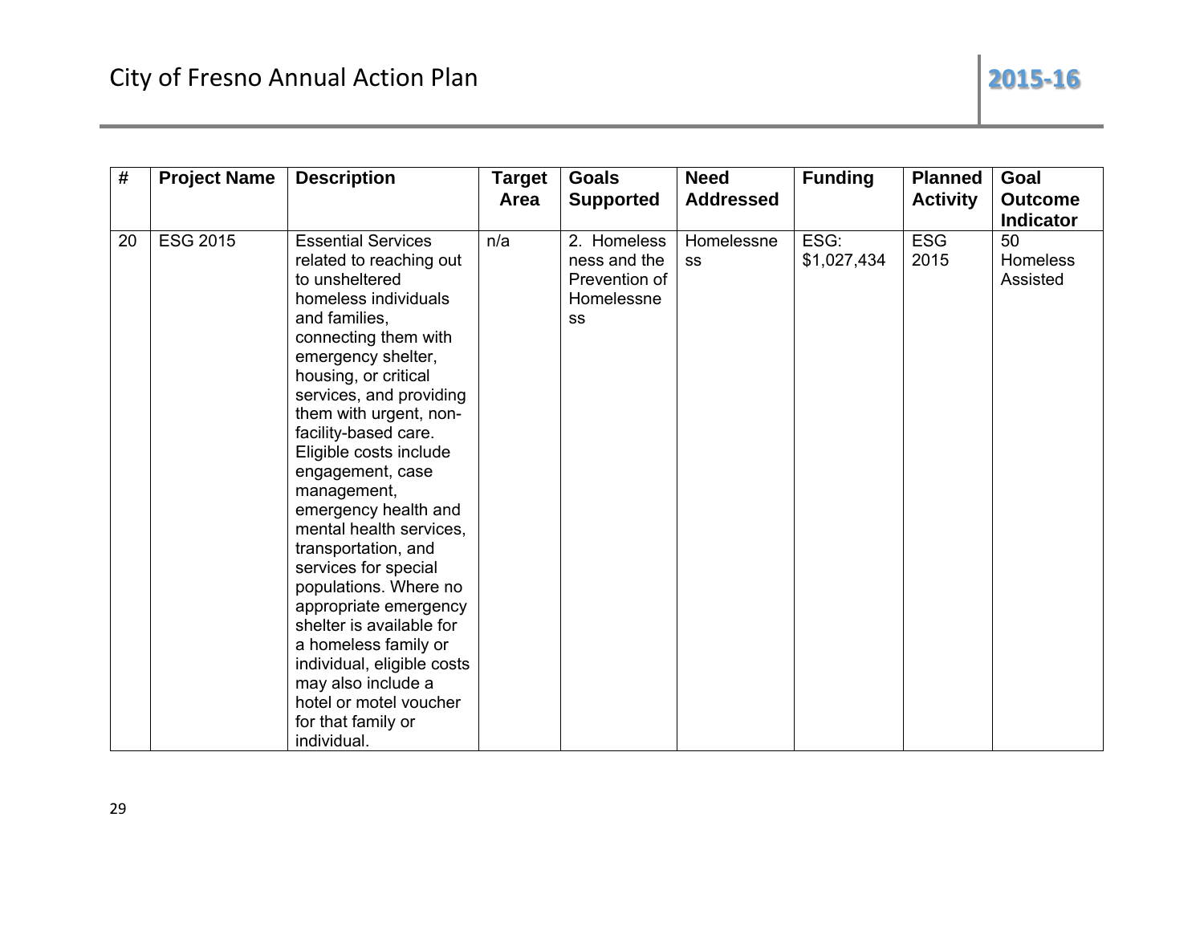| # | Project Name | Description | Target Area | Goals Supported | Need Addressed | Funding | Planned Activity | Goal Outcome Indicator |
|---|---|---|---|---|---|---|---|---|
| 20 | ESG 2015 | Essential Services related to reaching out to unsheltered homeless individuals and families, connecting them with emergency shelter, housing, or critical services, and providing them with urgent, non-facility-based care. Eligible costs include engagement, case management, emergency health and mental health services, transportation, and services for special populations. Where no appropriate emergency shelter is available for a homeless family or individual, eligible costs may also include a hotel or motel voucher for that family or individual. | n/a | 2. Homelessness and the Prevention of Homelessness | Homelessness | ESG: $1,027,434 | ESG 2015 | 50 Homeless Assisted |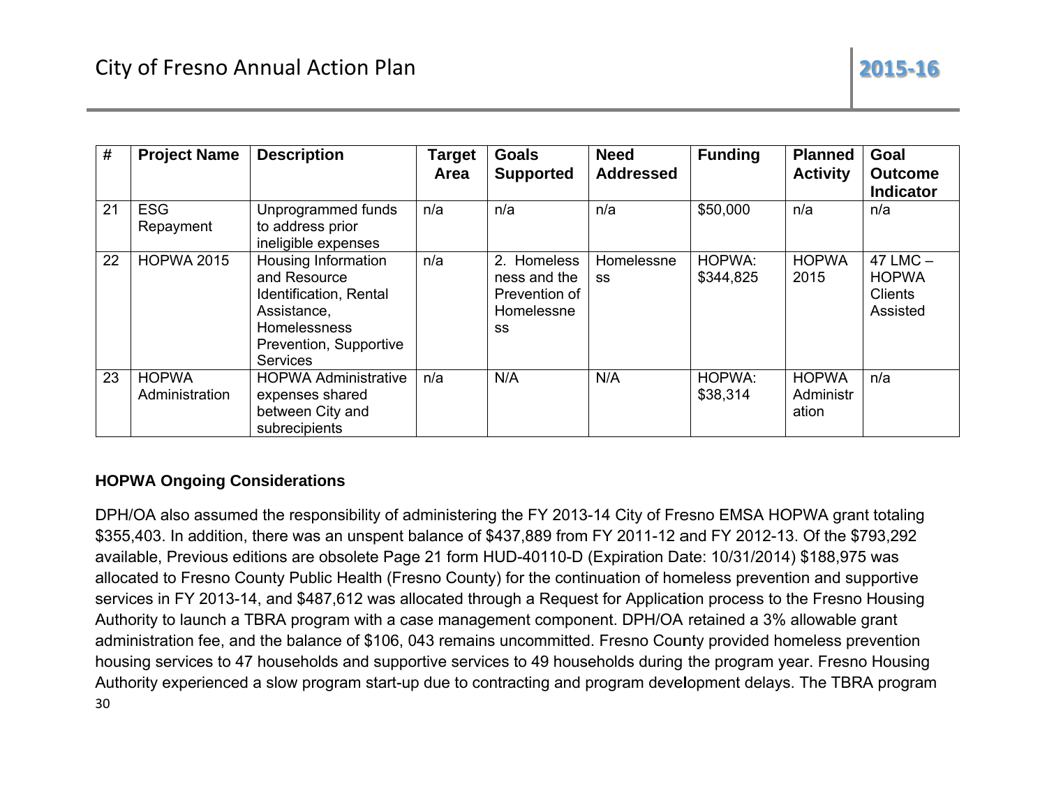| # | Project Name | Description | Target Area | Goals Supported | Need Addressed | Funding | Planned Activity | Goal Outcome Indicator |
|---|---|---|---|---|---|---|---|---|
| 21 | ESG Repayment | Unprogrammed funds to address prior ineligible expenses | n/a | n/a | n/a | $50,000 | n/a | n/a |
| 22 | HOPWA 2015 | Housing Information and Resource Identification, Rental Assistance, Homelessness Prevention, Supportive Services | n/a | 2. Homelessness and the Prevention of Homelessness | Homelessness | HOPWA: $344,825 | HOPWA 2015 | 47 LMC – HOPWA Clients Assisted |
| 23 | HOPWA Administration | HOPWA Administrative expenses shared between City and subrecipients | n/a | N/A | N/A | HOPWA: $38,314 | HOPWA Administration | n/a |

**HOPWA Ongoing Considerations**

DPH/OA also assumed the responsibility of administering the FY 2013-14 City of Fresno EMSA HOPWA grant totaling $355,403. In addition, there was an unspent balance of $437,889 from FY 2011-12 and FY 2012-13. Of the $793,292 available, Previous editions are obsolete Page 21 form HUD-40110-D (Expiration Date: 10/31/2014) $188,975 was allocated to Fresno County Public Health (Fresno County) for the continuation of homeless prevention and supportive services in FY 2013-14, and $487,612 was allocated through a Request for Application process to the Fresno Housing Authority to launch a TBRA program with a case management component. DPH/OA retained a 3% allowable grant administration fee, and the balance of $106, 043 remains uncommitted. Fresno County provided homeless prevention housing services to 47 households and supportive services to 49 households during the program year. Fresno Housing Authority experienced a slow program start-up due to contracting and program development delays. The TBRA program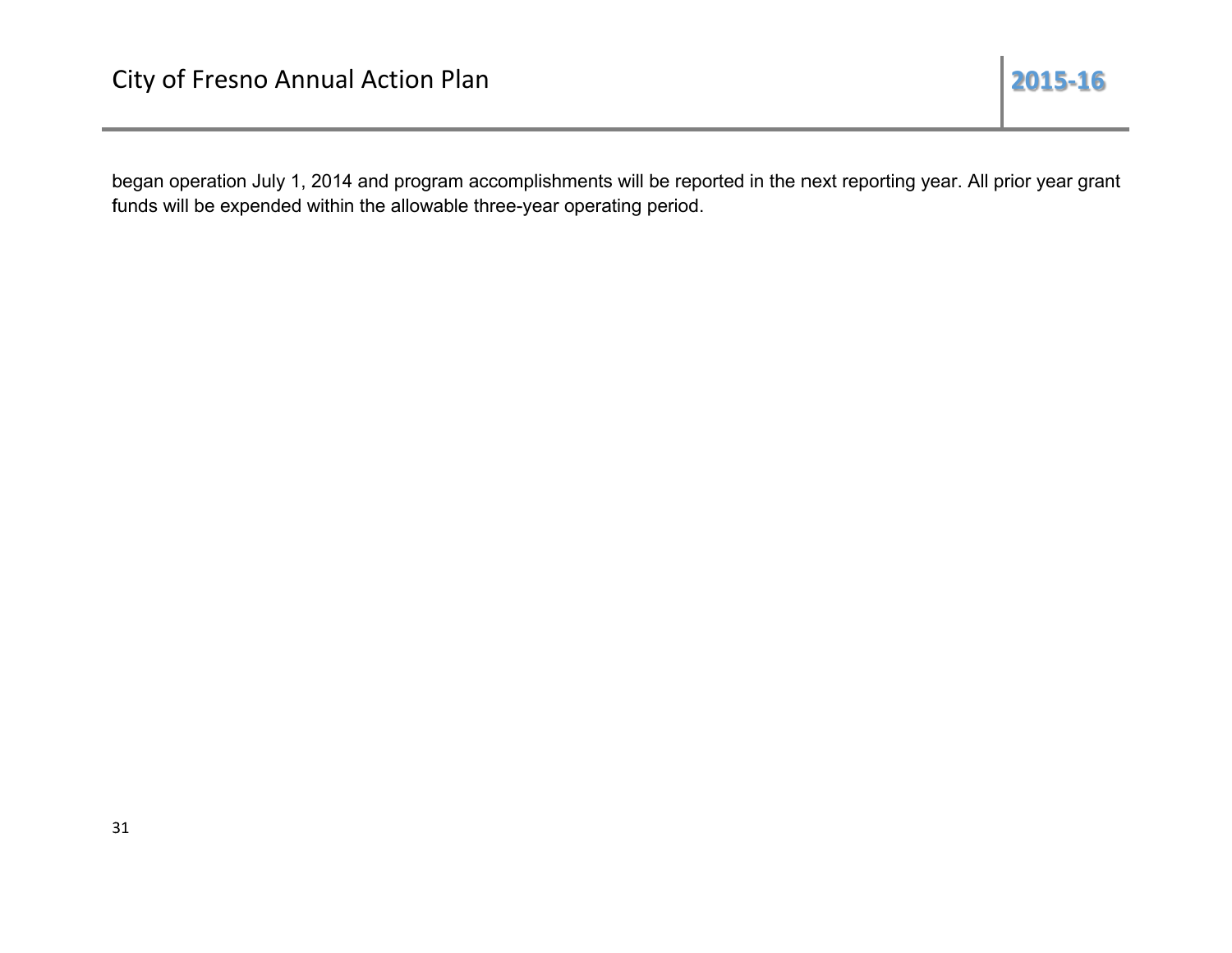began operation July 1, 2014 and program accomplishments will be reported in the next reporting year. All prior year grant funds will be expended within the allowable three-year operating period.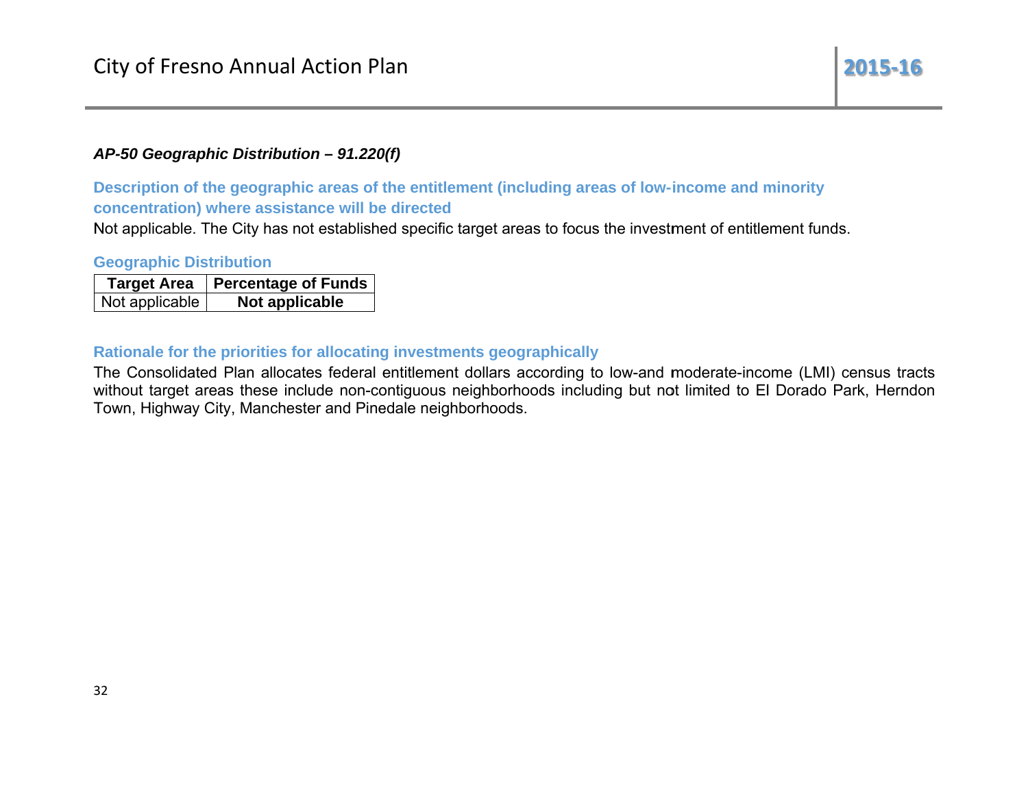### *AP-50 Geographic Distribution – 91.220(f)*

#### Description of the geographic areas of the entitlement (including areas of low-income and minority concentration) where assistance will be directed

Not applicable. The City has not established specific target areas to focus the investment of entitlement funds.

#### Geographic Distribution

| Target Area | Percentage of Funds |
|---|---|
| Not applicable | **Not applicable** |

#### Rationale for the priorities for allocating investments geographically

The Consolidated Plan allocates federal entitlement dollars according to low-and moderate-income (LMI) census tracts without target areas these include non-contiguous neighborhoods including but not limited to El Dorado Park, Herndon Town, Highway City, Manchester and Pinedale neighborhoods.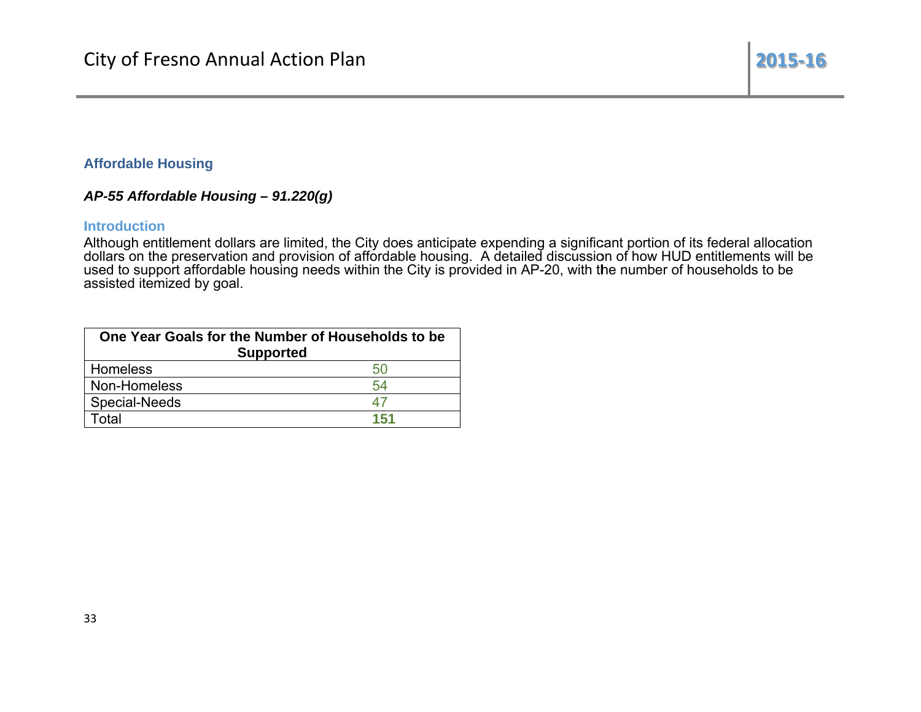## Affordable Housing

### *AP-55 Affordable Housing – 91.220(g)*

#### Introduction

Although entitlement dollars are limited, the City does anticipate expending a significant portion of its federal allocation dollars on the preservation and provision of affordable housing. A detailed discussion of how HUD entitlements will be used to support affordable housing needs within the City is provided in AP-20, with the number of households to be assisted itemized by goal.

| One Year Goals for the Number of Households to be Supported | |
|---|---|
| Homeless | 50 |
| Non-Homeless | 54 |
| Special-Needs | 47 |
| Total | **151** |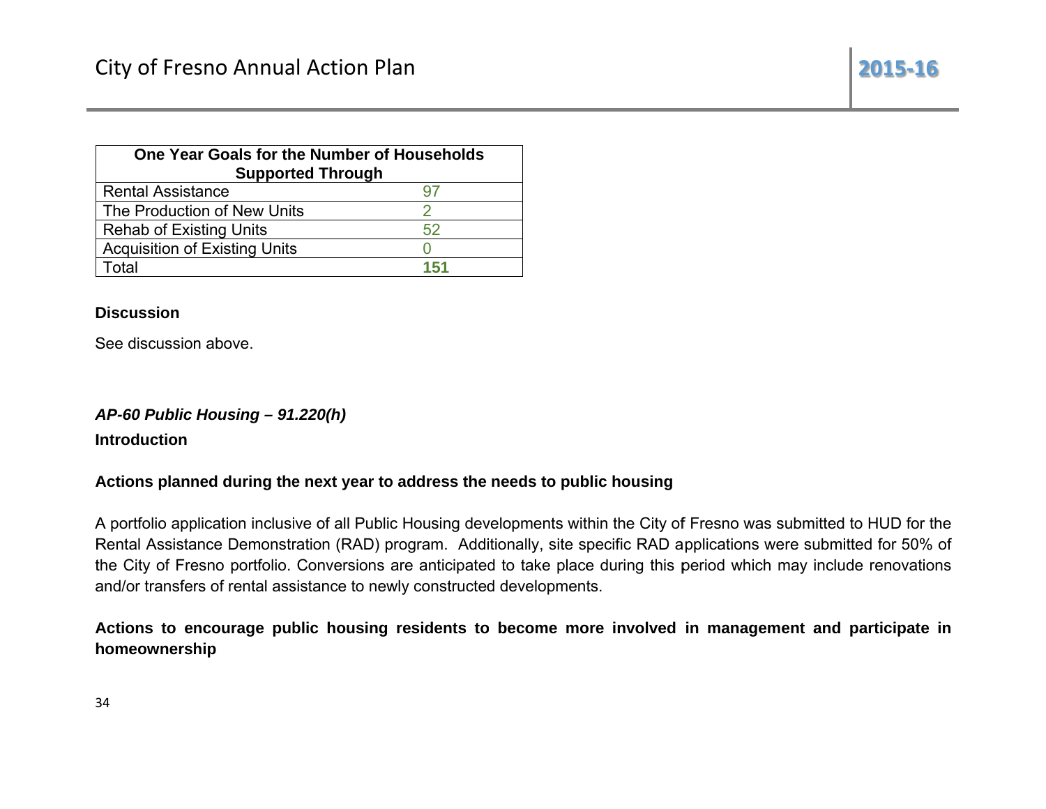| One Year Goals for the Number of Households Supported Through | |
|---|---|
| Rental Assistance | 97 |
| The Production of New Units | 2 |
| Rehab of Existing Units | 52 |
| Acquisition of Existing Units | 0 |
| Total | **151** |

**Discussion**

See discussion above.

### *AP-60 Public Housing – 91.220(h)*

**Introduction**

**Actions planned during the next year to address the needs to public housing**

A portfolio application inclusive of all Public Housing developments within the City of Fresno was submitted to HUD for the Rental Assistance Demonstration (RAD) program. Additionally, site specific RAD applications were submitted for 50% of the City of Fresno portfolio. Conversions are anticipated to take place during this period which may include renovations and/or transfers of rental assistance to newly constructed developments.

**Actions to encourage public housing residents to become more involved in management and participate in homeownership**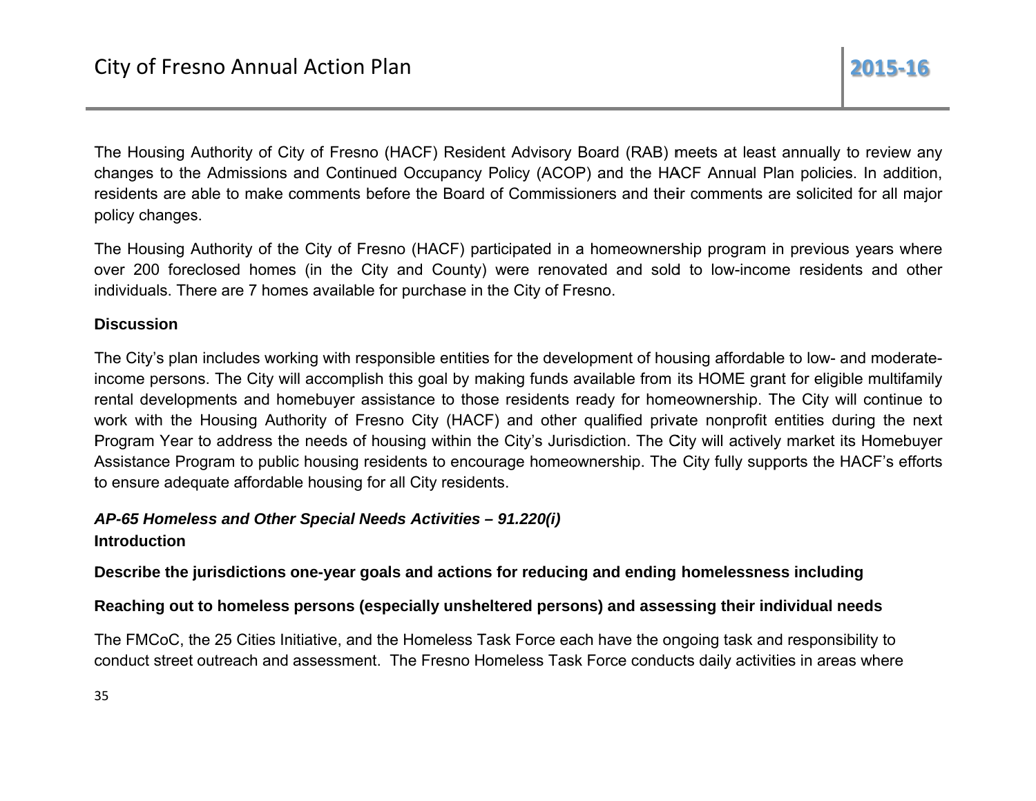The Housing Authority of City of Fresno (HACF) Resident Advisory Board (RAB) meets at least annually to review any changes to the Admissions and Continued Occupancy Policy (ACOP) and the HACF Annual Plan policies. In addition, residents are able to make comments before the Board of Commissioners and their comments are solicited for all major policy changes.

The Housing Authority of the City of Fresno (HACF) participated in a homeownership program in previous years where over 200 foreclosed homes (in the City and County) were renovated and sold to low-income residents and other individuals. There are 7 homes available for purchase in the City of Fresno.

**Discussion**

The City's plan includes working with responsible entities for the development of housing affordable to low- and moderate-income persons. The City will accomplish this goal by making funds available from its HOME grant for eligible multifamily rental developments and homebuyer assistance to those residents ready for homeownership. The City will continue to work with the Housing Authority of Fresno City (HACF) and other qualified private nonprofit entities during the next Program Year to address the needs of housing within the City's Jurisdiction. The City will actively market its Homebuyer Assistance Program to public housing residents to encourage homeownership. The City fully supports the HACF's efforts to ensure adequate affordable housing for all City residents.

## *AP-65 Homeless and Other Special Needs Activities – 91.220(i)*

**Introduction**

**Describe the jurisdictions one-year goals and actions for reducing and ending homelessness including**

**Reaching out to homeless persons (especially unsheltered persons) and assessing their individual needs**

The FMCoC, the 25 Cities Initiative, and the Homeless Task Force each have the ongoing task and responsibility to conduct street outreach and assessment. The Fresno Homeless Task Force conducts daily activities in areas where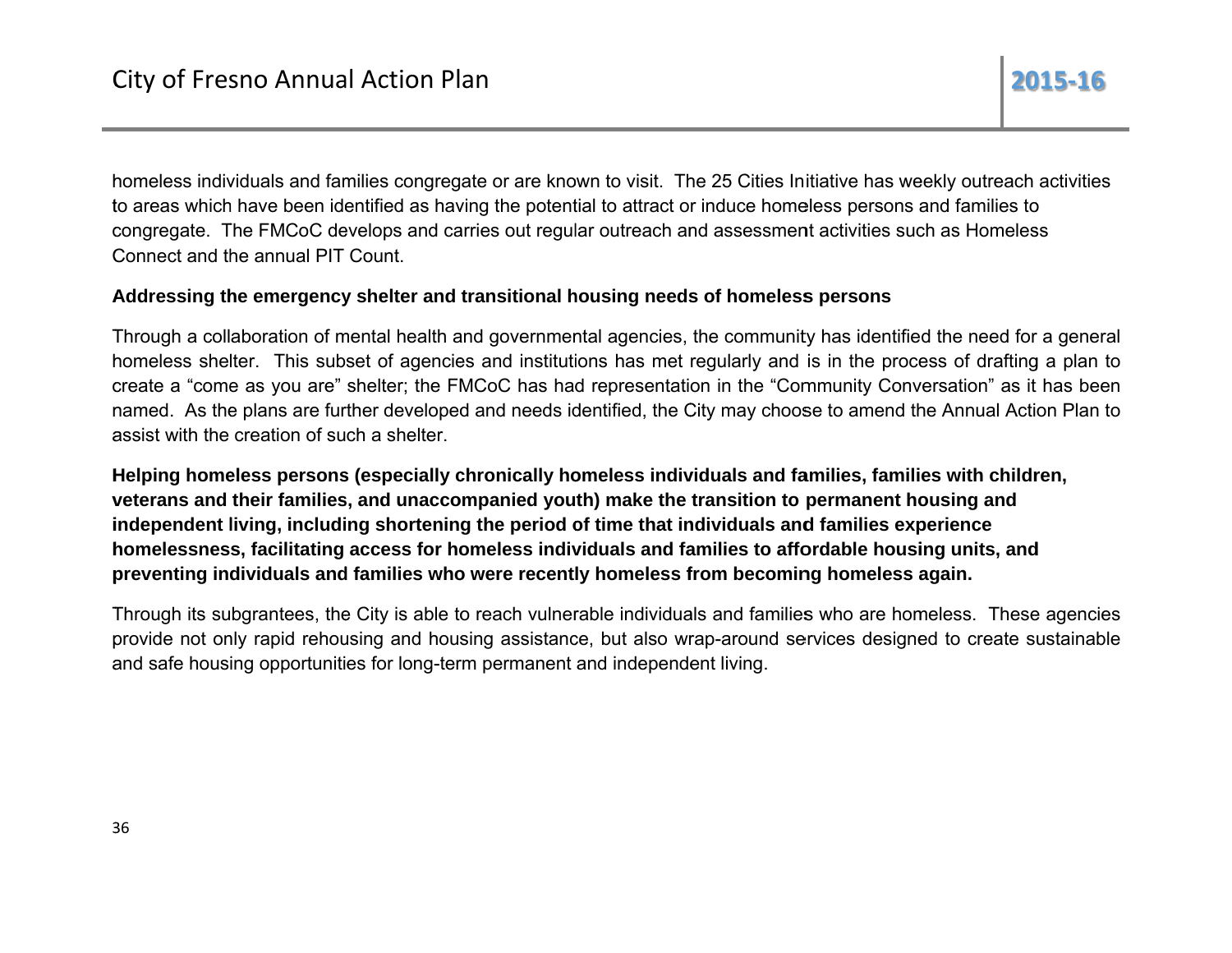homeless individuals and families congregate or are known to visit. The 25 Cities Initiative has weekly outreach activities to areas which have been identified as having the potential to attract or induce homeless persons and families to congregate. The FMCoC develops and carries out regular outreach and assessment activities such as Homeless Connect and the annual PIT Count.

**Addressing the emergency shelter and transitional housing needs of homeless persons**

Through a collaboration of mental health and governmental agencies, the community has identified the need for a general homeless shelter. This subset of agencies and institutions has met regularly and is in the process of drafting a plan to create a "come as you are" shelter; the FMCoC has had representation in the "Community Conversation" as it has been named. As the plans are further developed and needs identified, the City may choose to amend the Annual Action Plan to assist with the creation of such a shelter.

**Helping homeless persons (especially chronically homeless individuals and families, families with children, veterans and their families, and unaccompanied youth) make the transition to permanent housing and independent living, including shortening the period of time that individuals and families experience homelessness, facilitating access for homeless individuals and families to affordable housing units, and preventing individuals and families who were recently homeless from becoming homeless again.**

Through its subgrantees, the City is able to reach vulnerable individuals and families who are homeless. These agencies provide not only rapid rehousing and housing assistance, but also wrap-around services designed to create sustainable and safe housing opportunities for long-term permanent and independent living.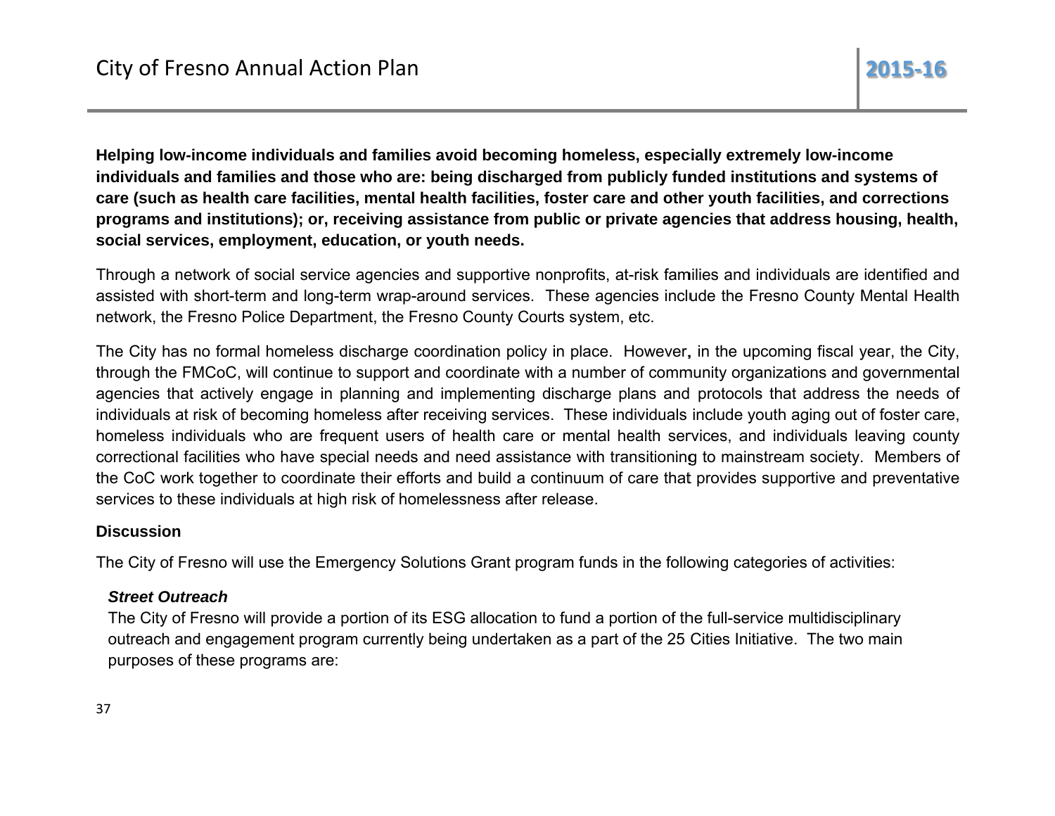**Helping low-income individuals and families avoid becoming homeless, especially extremely low-income individuals and families and those who are: being discharged from publicly funded institutions and systems of care (such as health care facilities, mental health facilities, foster care and other youth facilities, and corrections programs and institutions); or, receiving assistance from public or private agencies that address housing, health, social services, employment, education, or youth needs.**

Through a network of social service agencies and supportive nonprofits, at-risk families and individuals are identified and assisted with short-term and long-term wrap-around services. These agencies include the Fresno County Mental Health network, the Fresno Police Department, the Fresno County Courts system, etc.

The City has no formal homeless discharge coordination policy in place. However, in the upcoming fiscal year, the City, through the FMCoC, will continue to support and coordinate with a number of community organizations and governmental agencies that actively engage in planning and implementing discharge plans and protocols that address the needs of individuals at risk of becoming homeless after receiving services. These individuals include youth aging out of foster care, homeless individuals who are frequent users of health care or mental health services, and individuals leaving county correctional facilities who have special needs and need assistance with transitioning to mainstream society. Members of the CoC work together to coordinate their efforts and build a continuum of care that provides supportive and preventative services to these individuals at high risk of homelessness after release.

**Discussion**

The City of Fresno will use the Emergency Solutions Grant program funds in the following categories of activities:

***Street Outreach***

The City of Fresno will provide a portion of its ESG allocation to fund a portion of the full-service multidisciplinary outreach and engagement program currently being undertaken as a part of the 25 Cities Initiative. The two main purposes of these programs are: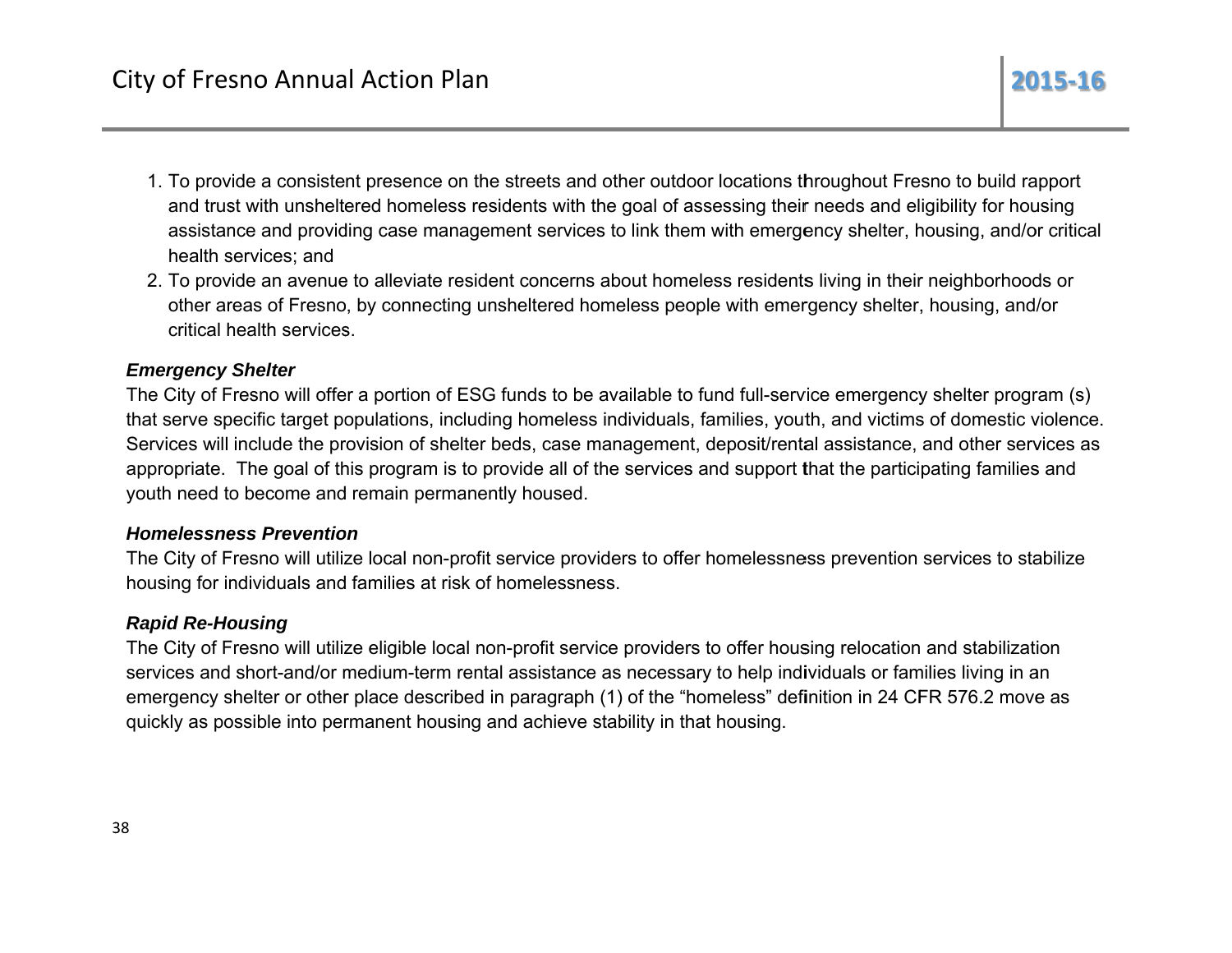1. To provide a consistent presence on the streets and other outdoor locations throughout Fresno to build rapport and trust with unsheltered homeless residents with the goal of assessing their needs and eligibility for housing assistance and providing case management services to link them with emergency shelter, housing, and/or critical health services; and
2. To provide an avenue to alleviate resident concerns about homeless residents living in their neighborhoods or other areas of Fresno, by connecting unsheltered homeless people with emergency shelter, housing, and/or critical health services.

***Emergency Shelter***

The City of Fresno will offer a portion of ESG funds to be available to fund full-service emergency shelter program (s) that serve specific target populations, including homeless individuals, families, youth, and victims of domestic violence. Services will include the provision of shelter beds, case management, deposit/rental assistance, and other services as appropriate. The goal of this program is to provide all of the services and support that the participating families and youth need to become and remain permanently housed.

***Homelessness Prevention***

The City of Fresno will utilize local non-profit service providers to offer homelessness prevention services to stabilize housing for individuals and families at risk of homelessness.

***Rapid Re-Housing***

The City of Fresno will utilize eligible local non-profit service providers to offer housing relocation and stabilization services and short-and/or medium-term rental assistance as necessary to help individuals or families living in an emergency shelter or other place described in paragraph (1) of the “homeless” definition in 24 CFR 576.2 move as quickly as possible into permanent housing and achieve stability in that housing.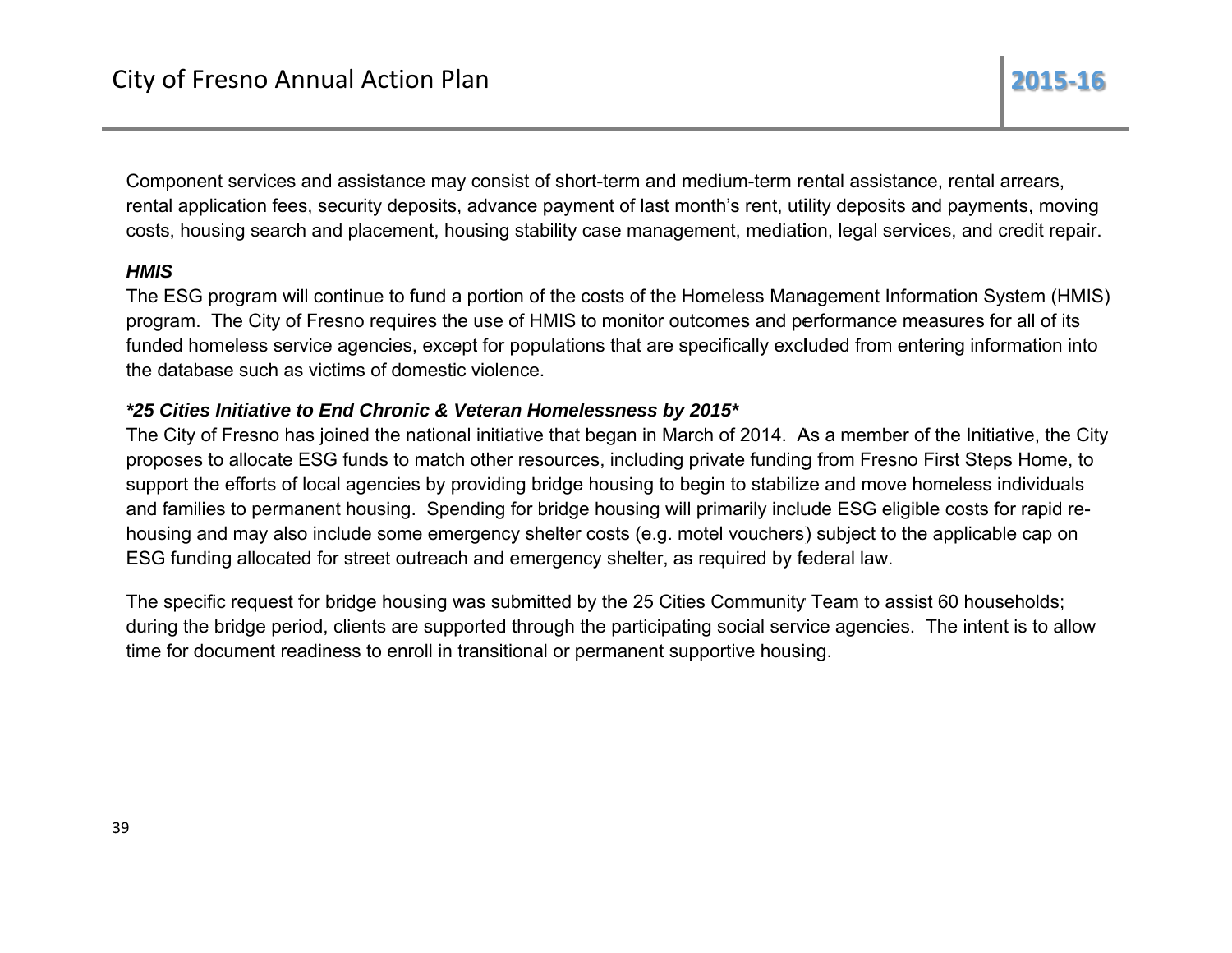Component services and assistance may consist of short-term and medium-term rental assistance, rental arrears, rental application fees, security deposits, advance payment of last month's rent, utility deposits and payments, moving costs, housing search and placement, housing stability case management, mediation, legal services, and credit repair.

***HMIS***

The ESG program will continue to fund a portion of the costs of the Homeless Management Information System (HMIS) program. The City of Fresno requires the use of HMIS to monitor outcomes and performance measures for all of its funded homeless service agencies, except for populations that are specifically excluded from entering information into the database such as victims of domestic violence.

***\*25 Cities Initiative to End Chronic & Veteran Homelessness by 2015\****

The City of Fresno has joined the national initiative that began in March of 2014. As a member of the Initiative, the City proposes to allocate ESG funds to match other resources, including private funding from Fresno First Steps Home, to support the efforts of local agencies by providing bridge housing to begin to stabilize and move homeless individuals and families to permanent housing. Spending for bridge housing will primarily include ESG eligible costs for rapid re-housing and may also include some emergency shelter costs (e.g. motel vouchers) subject to the applicable cap on ESG funding allocated for street outreach and emergency shelter, as required by federal law.

The specific request for bridge housing was submitted by the 25 Cities Community Team to assist 60 households; during the bridge period, clients are supported through the participating social service agencies. The intent is to allow time for document readiness to enroll in transitional or permanent supportive housing.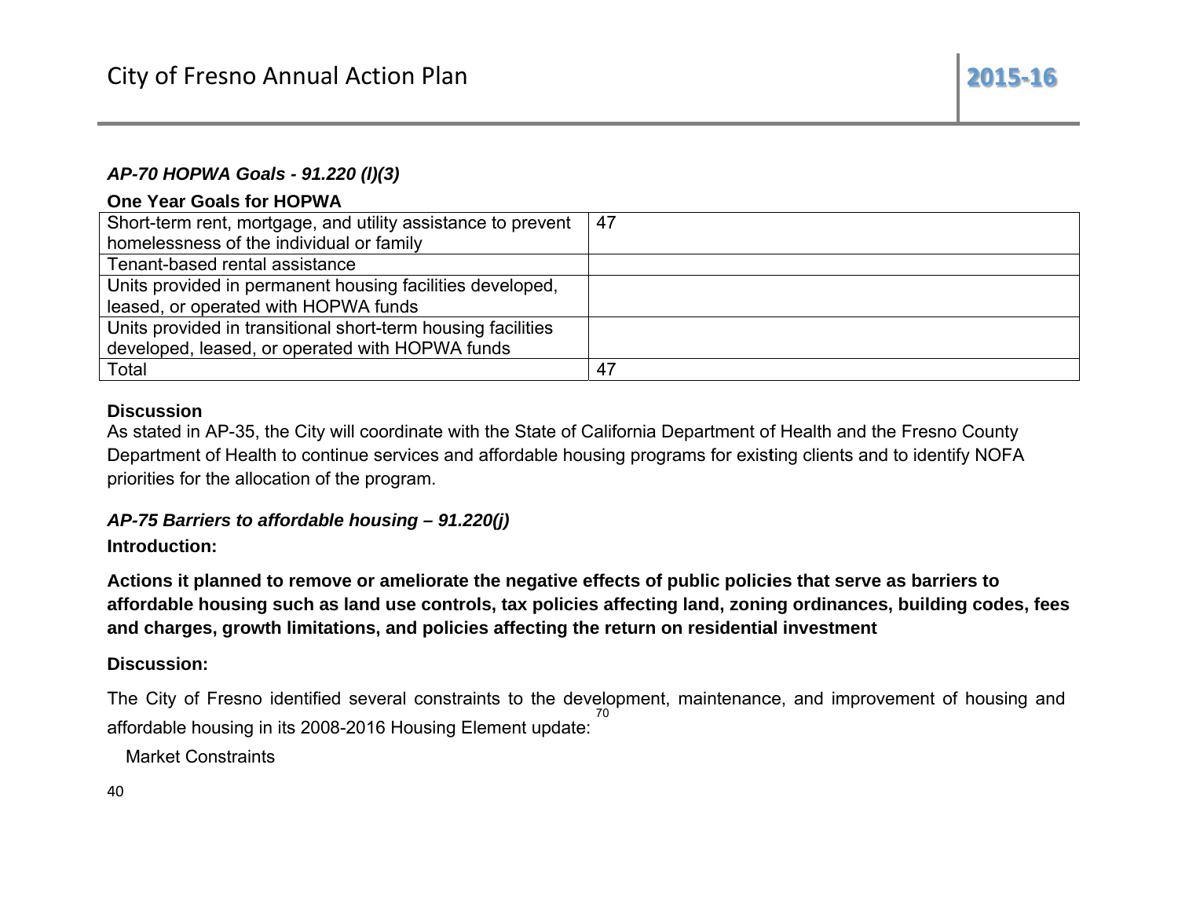### *AP-70 HOPWA Goals - 91.220 (l)(3)*

**One Year Goals for HOPWA**

| | |
|---|---|
| Short-term rent, mortgage, and utility assistance to prevent homelessness of the individual or family | 47 |
| Tenant-based rental assistance | |
| Units provided in permanent housing facilities developed, leased, or operated with HOPWA funds | |
| Units provided in transitional short-term housing facilities developed, leased, or operated with HOPWA funds | |
| Total | 47 |

**Discussion**

As stated in AP-35, the City will coordinate with the State of California Department of Health and the Fresno County Department of Health to continue services and affordable housing programs for existing clients and to identify NOFA priorities for the allocation of the program.

### *AP-75 Barriers to affordable housing – 91.220(j)*

**Introduction:**

**Actions it planned to remove or ameliorate the negative effects of public policies that serve as barriers to affordable housing such as land use controls, tax policies affecting land, zoning ordinances, building codes, fees and charges, growth limitations, and policies affecting the return on residential investment**

**Discussion:**

The City of Fresno identified several constraints to the development, maintenance, and improvement of housing and affordable housing in its 2008-2016 Housing Element update:[70]

- Market Constraints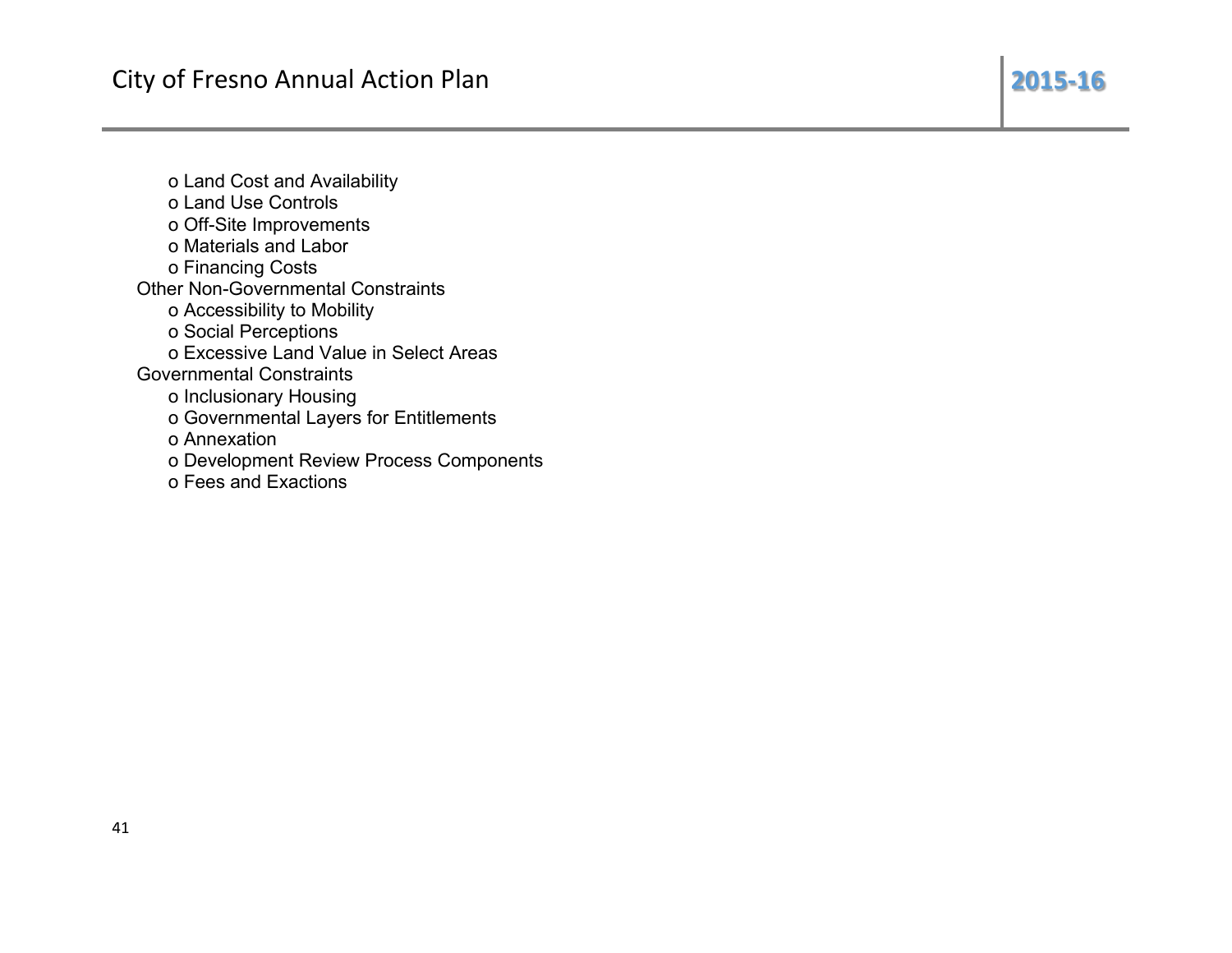- Land Cost and Availability
- Land Use Controls
- Off-Site Improvements
- Materials and Labor
- Financing Costs

Other Non-Governmental Constraints

- Accessibility to Mobility
- Social Perceptions
- Excessive Land Value in Select Areas

Governmental Constraints

- Inclusionary Housing
- Governmental Layers for Entitlements
- Annexation
- Development Review Process Components
- Fees and Exactions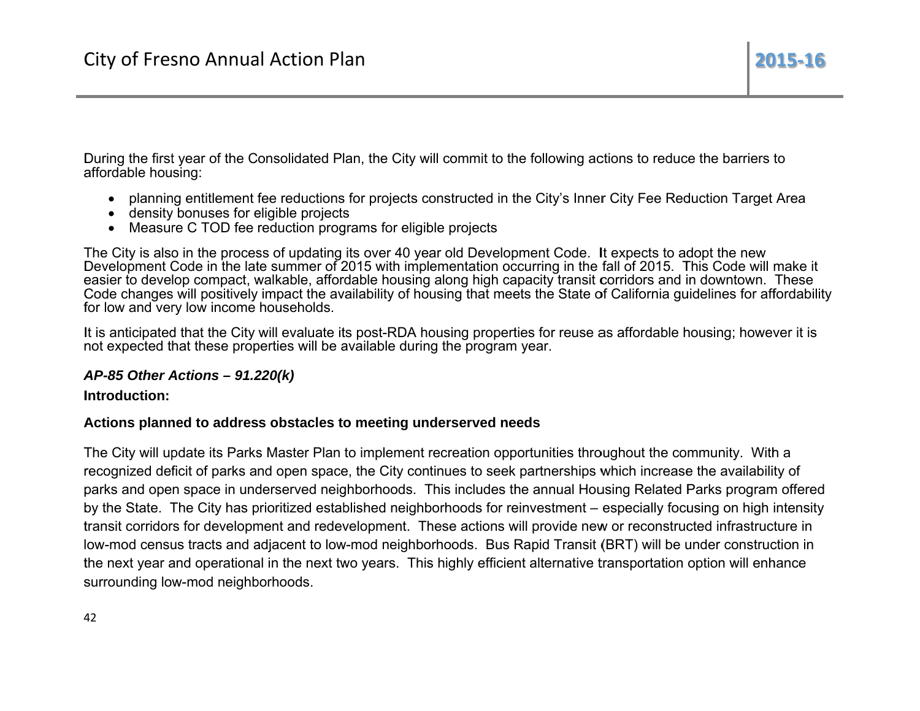During the first year of the Consolidated Plan, the City will commit to the following actions to reduce the barriers to affordable housing:

- planning entitlement fee reductions for projects constructed in the City's Inner City Fee Reduction Target Area
- density bonuses for eligible projects
- Measure C TOD fee reduction programs for eligible projects

The City is also in the process of updating its over 40 year old Development Code. It expects to adopt the new Development Code in the late summer of 2015 with implementation occurring in the fall of 2015. This Code will make it easier to develop compact, walkable, affordable housing along high capacity transit corridors and in downtown. These Code changes will positively impact the availability of housing that meets the State of California guidelines for affordability for low and very low income households.

It is anticipated that the City will evaluate its post-RDA housing properties for reuse as affordable housing; however it is not expected that these properties will be available during the program year.

## *AP-85 Other Actions – 91.220(k)*

**Introduction:**

**Actions planned to address obstacles to meeting underserved needs**

The City will update its Parks Master Plan to implement recreation opportunities throughout the community. With a recognized deficit of parks and open space, the City continues to seek partnerships which increase the availability of parks and open space in underserved neighborhoods. This includes the annual Housing Related Parks program offered by the State. The City has prioritized established neighborhoods for reinvestment – especially focusing on high intensity transit corridors for development and redevelopment. These actions will provide new or reconstructed infrastructure in low-mod census tracts and adjacent to low-mod neighborhoods. Bus Rapid Transit (BRT) will be under construction in the next year and operational in the next two years. This highly efficient alternative transportation option will enhance surrounding low-mod neighborhoods.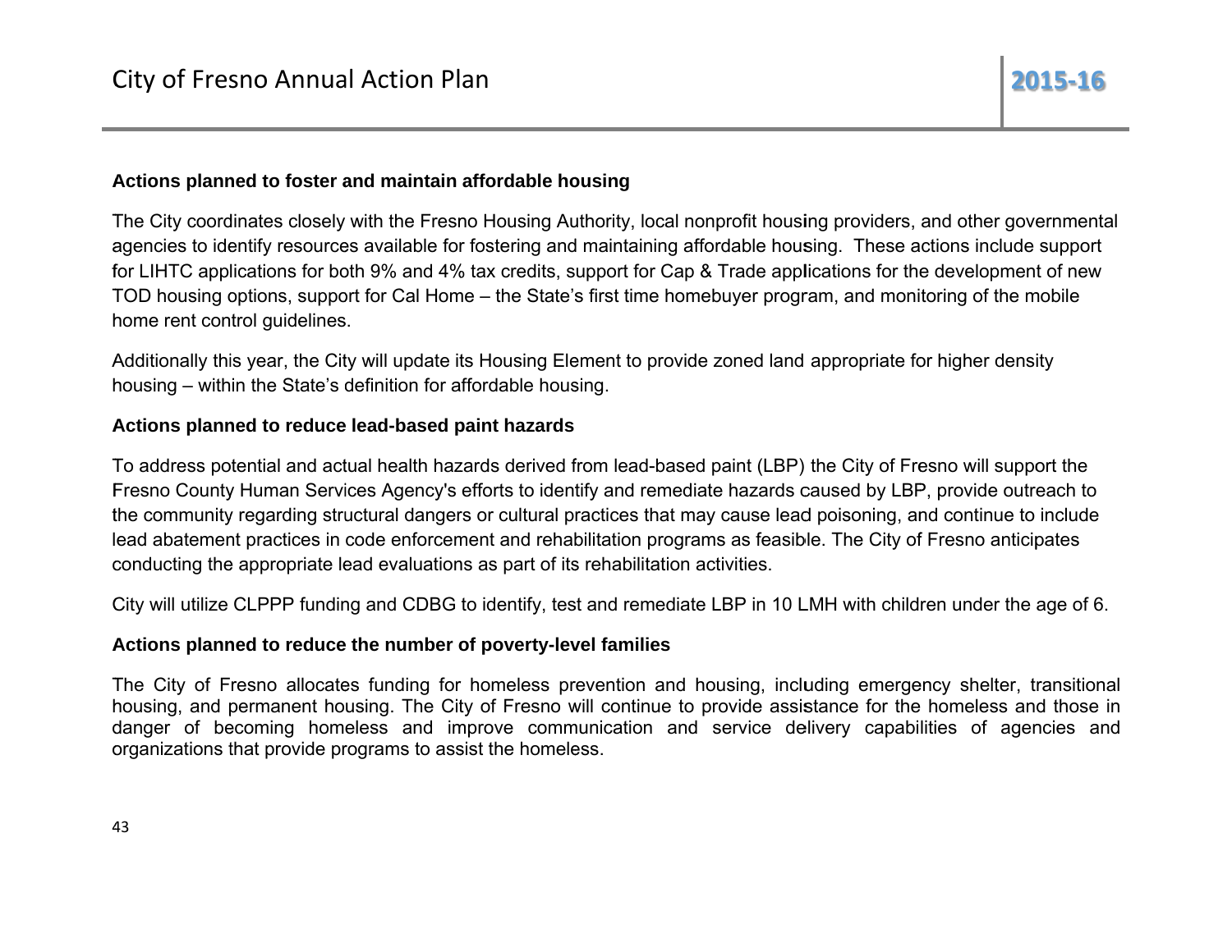**Actions planned to foster and maintain affordable housing**

The City coordinates closely with the Fresno Housing Authority, local nonprofit housing providers, and other governmental agencies to identify resources available for fostering and maintaining affordable housing. These actions include support for LIHTC applications for both 9% and 4% tax credits, support for Cap & Trade applications for the development of new TOD housing options, support for Cal Home – the State's first time homebuyer program, and monitoring of the mobile home rent control guidelines.

Additionally this year, the City will update its Housing Element to provide zoned land appropriate for higher density housing – within the State's definition for affordable housing.

**Actions planned to reduce lead-based paint hazards**

To address potential and actual health hazards derived from lead-based paint (LBP) the City of Fresno will support the Fresno County Human Services Agency's efforts to identify and remediate hazards caused by LBP, provide outreach to the community regarding structural dangers or cultural practices that may cause lead poisoning, and continue to include lead abatement practices in code enforcement and rehabilitation programs as feasible. The City of Fresno anticipates conducting the appropriate lead evaluations as part of its rehabilitation activities.

City will utilize CLPPP funding and CDBG to identify, test and remediate LBP in 10 LMH with children under the age of 6.

**Actions planned to reduce the number of poverty-level families**

The City of Fresno allocates funding for homeless prevention and housing, including emergency shelter, transitional housing, and permanent housing. The City of Fresno will continue to provide assistance for the homeless and those in danger of becoming homeless and improve communication and service delivery capabilities of agencies and organizations that provide programs to assist the homeless.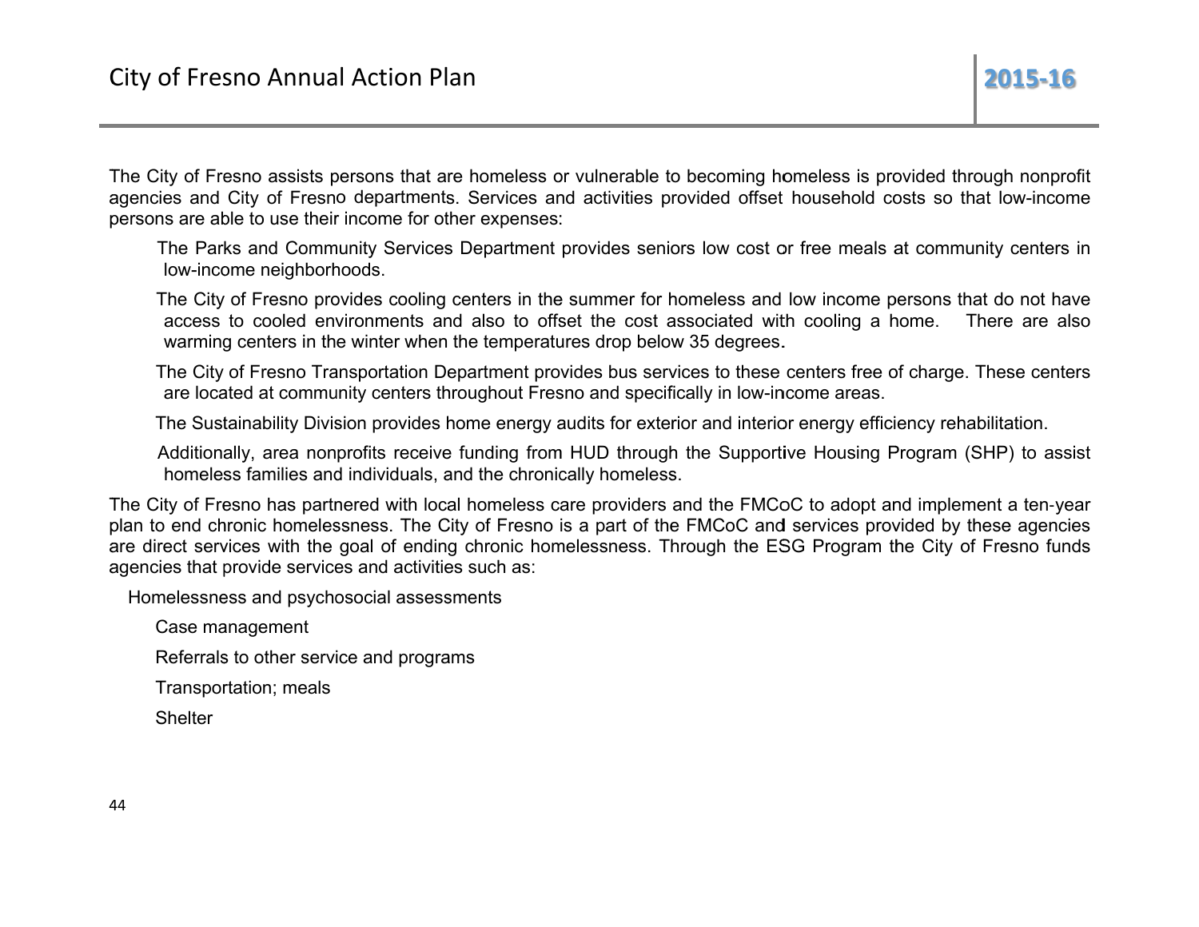The City of Fresno assists persons that are homeless or vulnerable to becoming homeless is provided through nonprofit agencies and City of Fresno departments. Services and activities provided offset household costs so that low-income persons are able to use their income for other expenses:

- The Parks and Community Services Department provides seniors low cost or free meals at community centers in low-income neighborhoods.
- The City of Fresno provides cooling centers in the summer for homeless and low income persons that do not have access to cooled environments and also to offset the cost associated with cooling a home. There are also warming centers in the winter when the temperatures drop below 35 degrees.
- The City of Fresno Transportation Department provides bus services to these centers free of charge. These centers are located at community centers throughout Fresno and specifically in low-income areas.
- The Sustainability Division provides home energy audits for exterior and interior energy efficiency rehabilitation.
- Additionally, area nonprofits receive funding from HUD through the Supportive Housing Program (SHP) to assist homeless families and individuals, and the chronically homeless.

The City of Fresno has partnered with local homeless care providers and the FMCoC to adopt and implement a ten-year plan to end chronic homelessness. The City of Fresno is a part of the FMCoC and services provided by these agencies are direct services with the goal of ending chronic homelessness. Through the ESG Program the City of Fresno funds agencies that provide services and activities such as:

- Homelessness and psychosocial assessments
- Case management
- Referrals to other service and programs
- Transportation; meals
- Shelter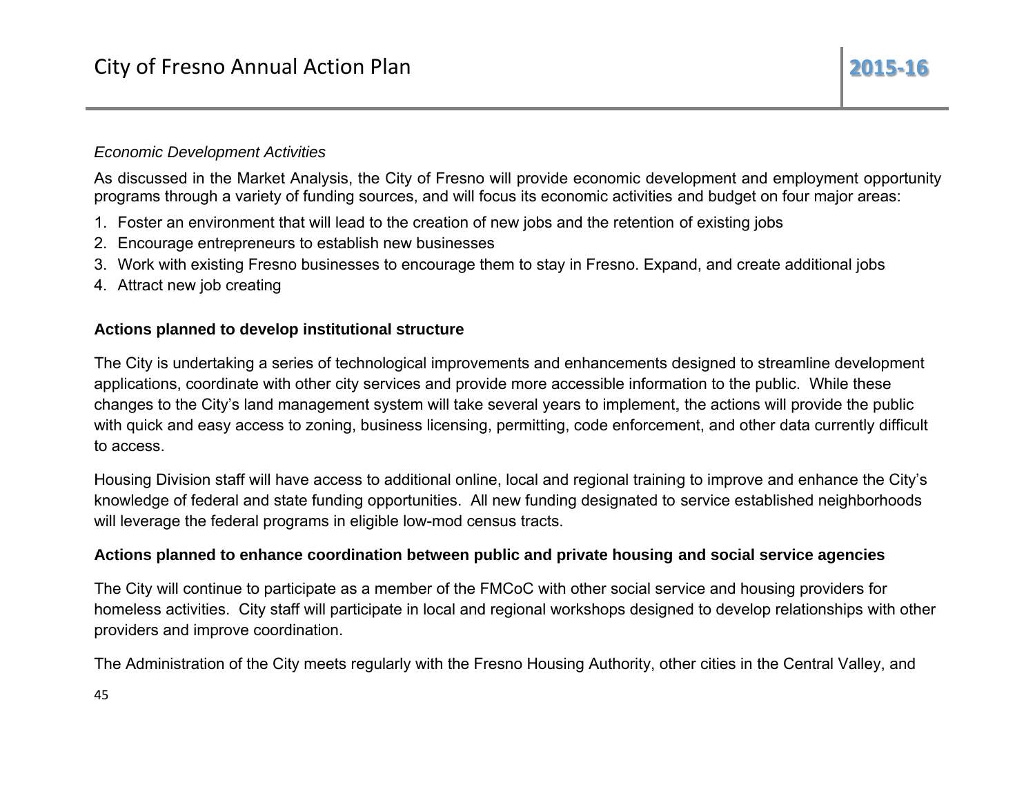*Economic Development Activities*

As discussed in the Market Analysis, the City of Fresno will provide economic development and employment opportunity programs through a variety of funding sources, and will focus its economic activities and budget on four major areas:

1. Foster an environment that will lead to the creation of new jobs and the retention of existing jobs
2. Encourage entrepreneurs to establish new businesses
3. Work with existing Fresno businesses to encourage them to stay in Fresno. Expand, and create additional jobs
4. Attract new job creating

**Actions planned to develop institutional structure**

The City is undertaking a series of technological improvements and enhancements designed to streamline development applications, coordinate with other city services and provide more accessible information to the public. While these changes to the City's land management system will take several years to implement, the actions will provide the public with quick and easy access to zoning, business licensing, permitting, code enforcement, and other data currently difficult to access.

Housing Division staff will have access to additional online, local and regional training to improve and enhance the City's knowledge of federal and state funding opportunities. All new funding designated to service established neighborhoods will leverage the federal programs in eligible low-mod census tracts.

**Actions planned to enhance coordination between public and private housing and social service agencies**

The City will continue to participate as a member of the FMCoC with other social service and housing providers for homeless activities. City staff will participate in local and regional workshops designed to develop relationships with other providers and improve coordination.

The Administration of the City meets regularly with the Fresno Housing Authority, other cities in the Central Valley, and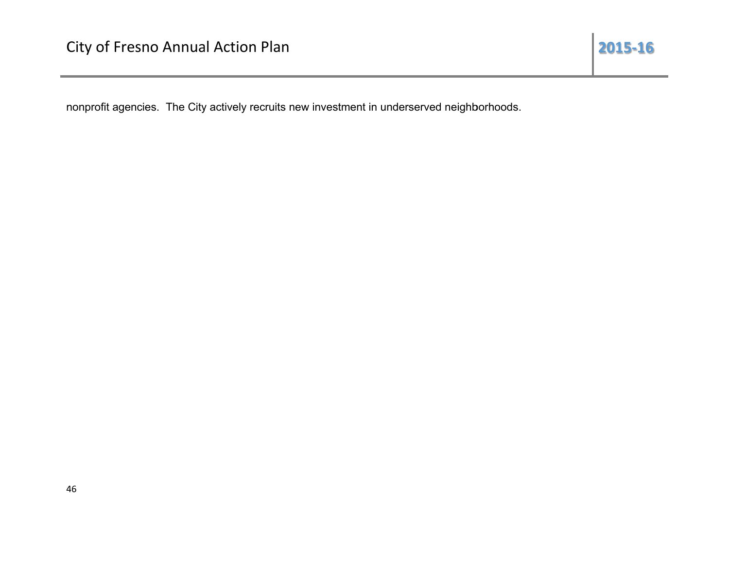nonprofit agencies.  The City actively recruits new investment in underserved neighborhoods.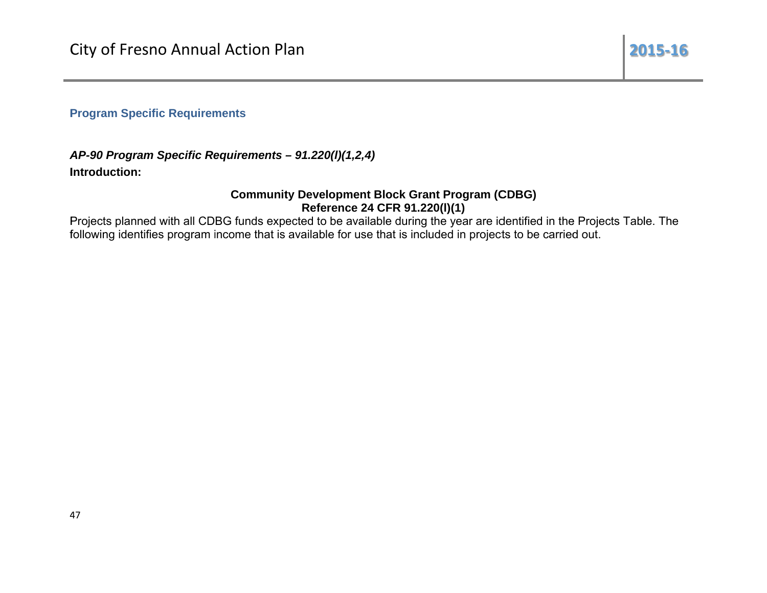## Program Specific Requirements

***AP-90 Program Specific Requirements – 91.220(l)(1,2,4)***

**Introduction:**

**Community Development Block Grant Program (CDBG)**
**Reference 24 CFR 91.220(l)(1)**

Projects planned with all CDBG funds expected to be available during the year are identified in the Projects Table. The following identifies program income that is available for use that is included in projects to be carried out.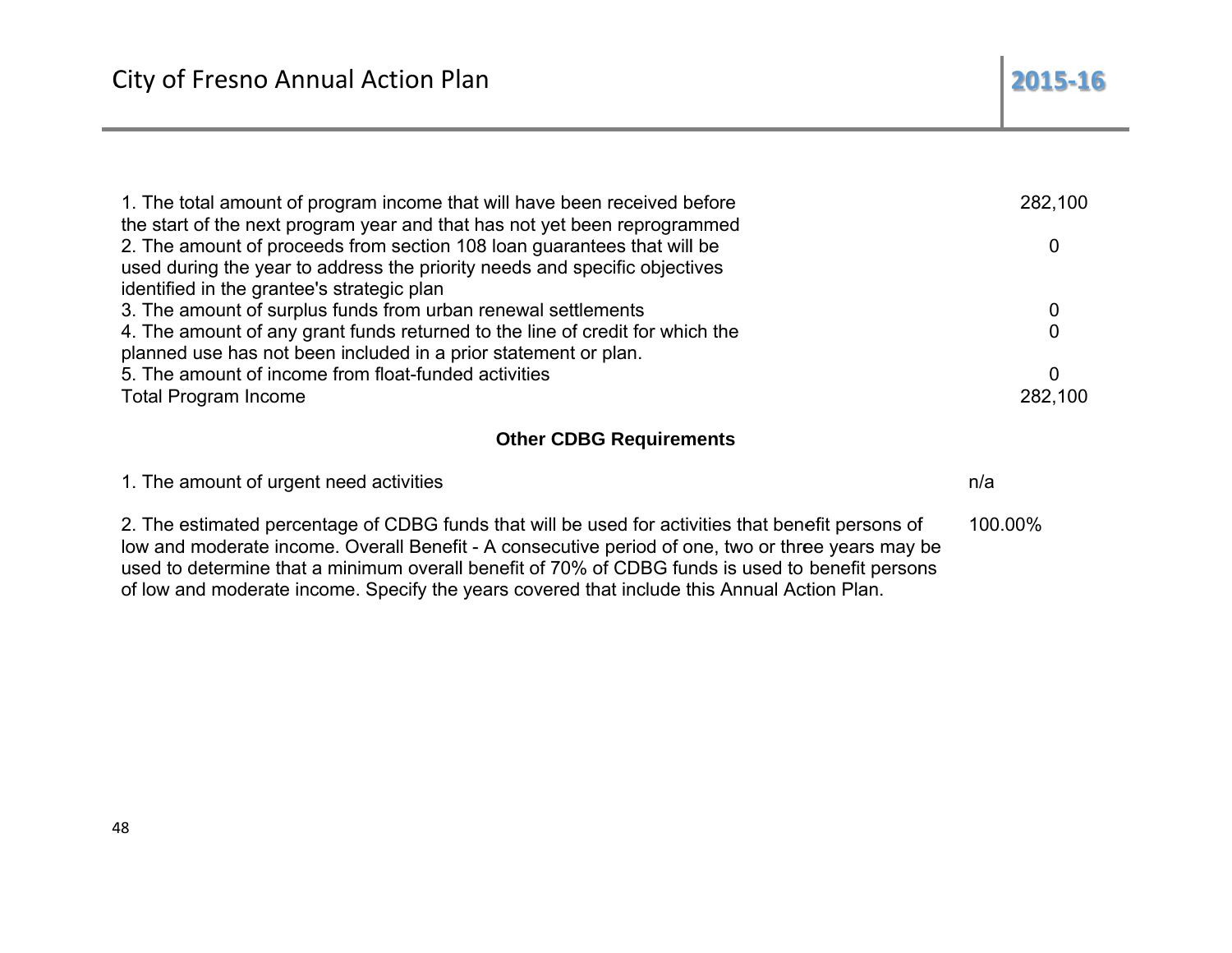| | |
|---|---|
| 1. The total amount of program income that will have been received before the start of the next program year and that has not yet been reprogrammed | 282,100 |
| 2. The amount of proceeds from section 108 loan guarantees that will be used during the year to address the priority needs and specific objectives identified in the grantee's strategic plan | 0 |
| 3. The amount of surplus funds from urban renewal settlements | 0 |
| 4. The amount of any grant funds returned to the line of credit for which the planned use has not been included in a prior statement or plan. | 0 |
| 5. The amount of income from float-funded activities | 0 |
| Total Program Income | 282,100 |

**Other CDBG Requirements**

| | |
|---|---|
| 1. The amount of urgent need activities | n/a |
| 2. The estimated percentage of CDBG funds that will be used for activities that benefit persons of low and moderate income. Overall Benefit - A consecutive period of one, two or three years may be used to determine that a minimum overall benefit of 70% of CDBG funds is used to benefit persons of low and moderate income. Specify the years covered that include this Annual Action Plan. | 100.00% |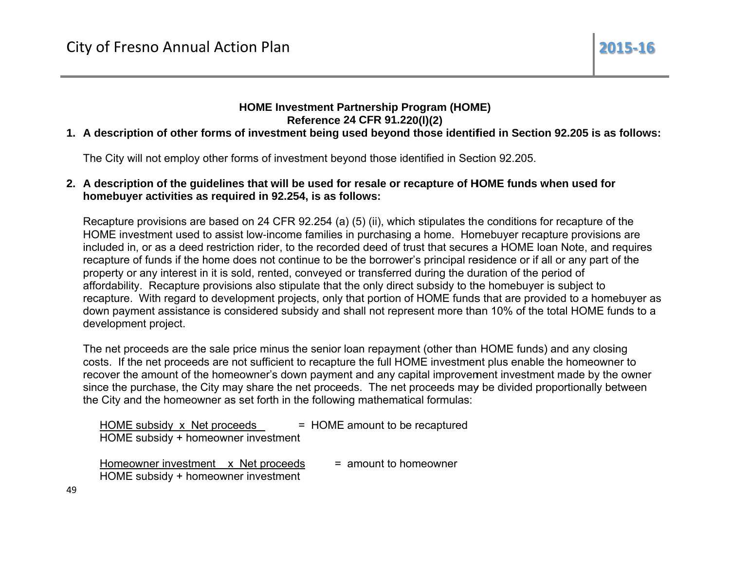**HOME Investment Partnership Program (HOME)**
**Reference 24 CFR 91.220(l)(2)**

**1. A description of other forms of investment being used beyond those identified in Section 92.205 is as follows:**

The City will not employ other forms of investment beyond those identified in Section 92.205.

**2. A description of the guidelines that will be used for resale or recapture of HOME funds when used for homebuyer activities as required in 92.254, is as follows:**

Recapture provisions are based on 24 CFR 92.254 (a) (5) (ii), which stipulates the conditions for recapture of the HOME investment used to assist low-income families in purchasing a home. Homebuyer recapture provisions are included in, or as a deed restriction rider, to the recorded deed of trust that secures a HOME loan Note, and requires recapture of funds if the home does not continue to be the borrower's principal residence or if all or any part of the property or any interest in it is sold, rented, conveyed or transferred during the duration of the period of affordability. Recapture provisions also stipulate that the only direct subsidy to the homebuyer is subject to recapture. With regard to development projects, only that portion of HOME funds that are provided to a homebuyer as down payment assistance is considered subsidy and shall not represent more than 10% of the total HOME funds to a development project.

The net proceeds are the sale price minus the senior loan repayment (other than HOME funds) and any closing costs. If the net proceeds are not sufficient to recapture the full HOME investment plus enable the homeowner to recover the amount of the homeowner's down payment and any capital improvement investment made by the owner since the purchase, the City may share the net proceeds. The net proceeds may be divided proportionally between the City and the homeowner as set forth in the following mathematical formulas:

$$\frac{\text{HOME subsidy} \times \text{Net proceeds}}{\text{HOME subsidy} + \text{homeowner investment}} = \text{HOME amount to be recaptured}$$

$$\frac{\text{Homeowner investment} \times \text{Net proceeds}}{\text{HOME subsidy} + \text{homeowner investment}} = \text{amount to homeowner}$$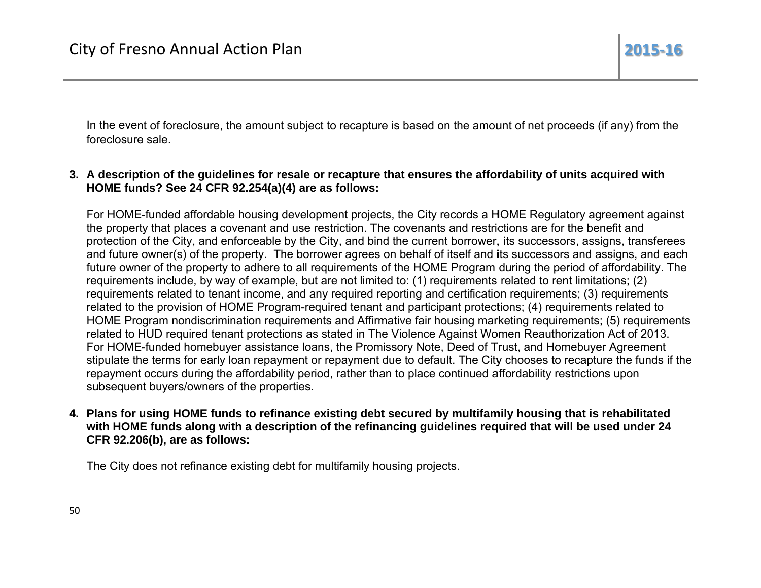In the event of foreclosure, the amount subject to recapture is based on the amount of net proceeds (if any) from the foreclosure sale.

3. **A description of the guidelines for resale or recapture that ensures the affordability of units acquired with HOME funds? See 24 CFR 92.254(a)(4) are as follows:**

   For HOME-funded affordable housing development projects, the City records a HOME Regulatory agreement against the property that places a covenant and use restriction. The covenants and restrictions are for the benefit and protection of the City, and enforceable by the City, and bind the current borrower, its successors, assigns, transferees and future owner(s) of the property. The borrower agrees on behalf of itself and its successors and assigns, and each future owner of the property to adhere to all requirements of the HOME Program during the period of affordability. The requirements include, by way of example, but are not limited to: (1) requirements related to rent limitations; (2) requirements related to tenant income, and any required reporting and certification requirements; (3) requirements related to the provision of HOME Program-required tenant and participant protections; (4) requirements related to HOME Program nondiscrimination requirements and Affirmative fair housing marketing requirements; (5) requirements related to HUD required tenant protections as stated in The Violence Against Women Reauthorization Act of 2013. For HOME-funded homebuyer assistance loans, the Promissory Note, Deed of Trust, and Homebuyer Agreement stipulate the terms for early loan repayment or repayment due to default. The City chooses to recapture the funds if the repayment occurs during the affordability period, rather than to place continued affordability restrictions upon subsequent buyers/owners of the properties.

4. **Plans for using HOME funds to refinance existing debt secured by multifamily housing that is rehabilitated with HOME funds along with a description of the refinancing guidelines required that will be used under 24 CFR 92.206(b), are as follows:**

   The City does not refinance existing debt for multifamily housing projects.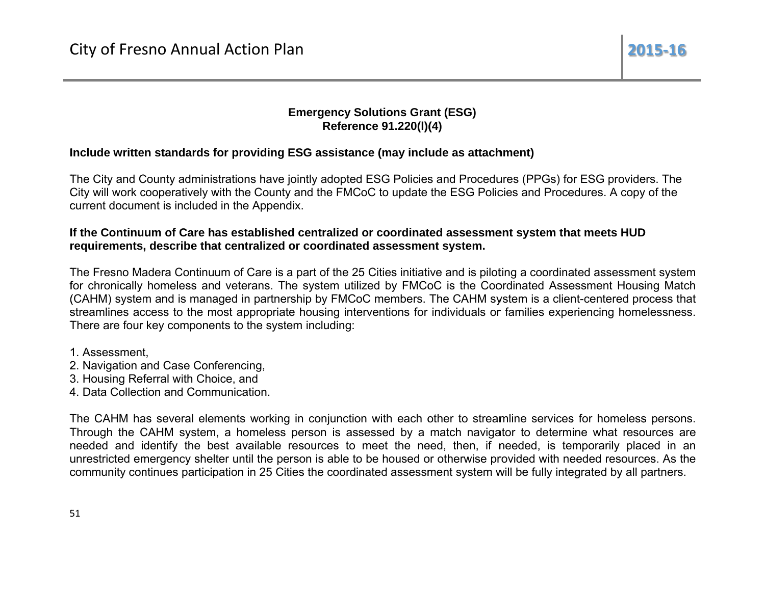## Emergency Solutions Grant (ESG)
## Reference 91.220(l)(4)

**Include written standards for providing ESG assistance (may include as attachment)**

The City and County administrations have jointly adopted ESG Policies and Procedures (PPGs) for ESG providers. The City will work cooperatively with the County and the FMCoC to update the ESG Policies and Procedures. A copy of the current document is included in the Appendix.

**If the Continuum of Care has established centralized or coordinated assessment system that meets HUD requirements, describe that centralized or coordinated assessment system.**

The Fresno Madera Continuum of Care is a part of the 25 Cities initiative and is piloting a coordinated assessment system for chronically homeless and veterans. The system utilized by FMCoC is the Coordinated Assessment Housing Match (CAHM) system and is managed in partnership by FMCoC members. The CAHM system is a client-centered process that streamlines access to the most appropriate housing interventions for individuals or families experiencing homelessness. There are four key components to the system including:

1. Assessment,
2. Navigation and Case Conferencing,
3. Housing Referral with Choice, and
4. Data Collection and Communication.

The CAHM has several elements working in conjunction with each other to streamline services for homeless persons. Through the CAHM system, a homeless person is assessed by a match navigator to determine what resources are needed and identify the best available resources to meet the need, then, if needed, is temporarily placed in an unrestricted emergency shelter until the person is able to be housed or otherwise provided with needed resources. As the community continues participation in 25 Cities the coordinated assessment system will be fully integrated by all partners.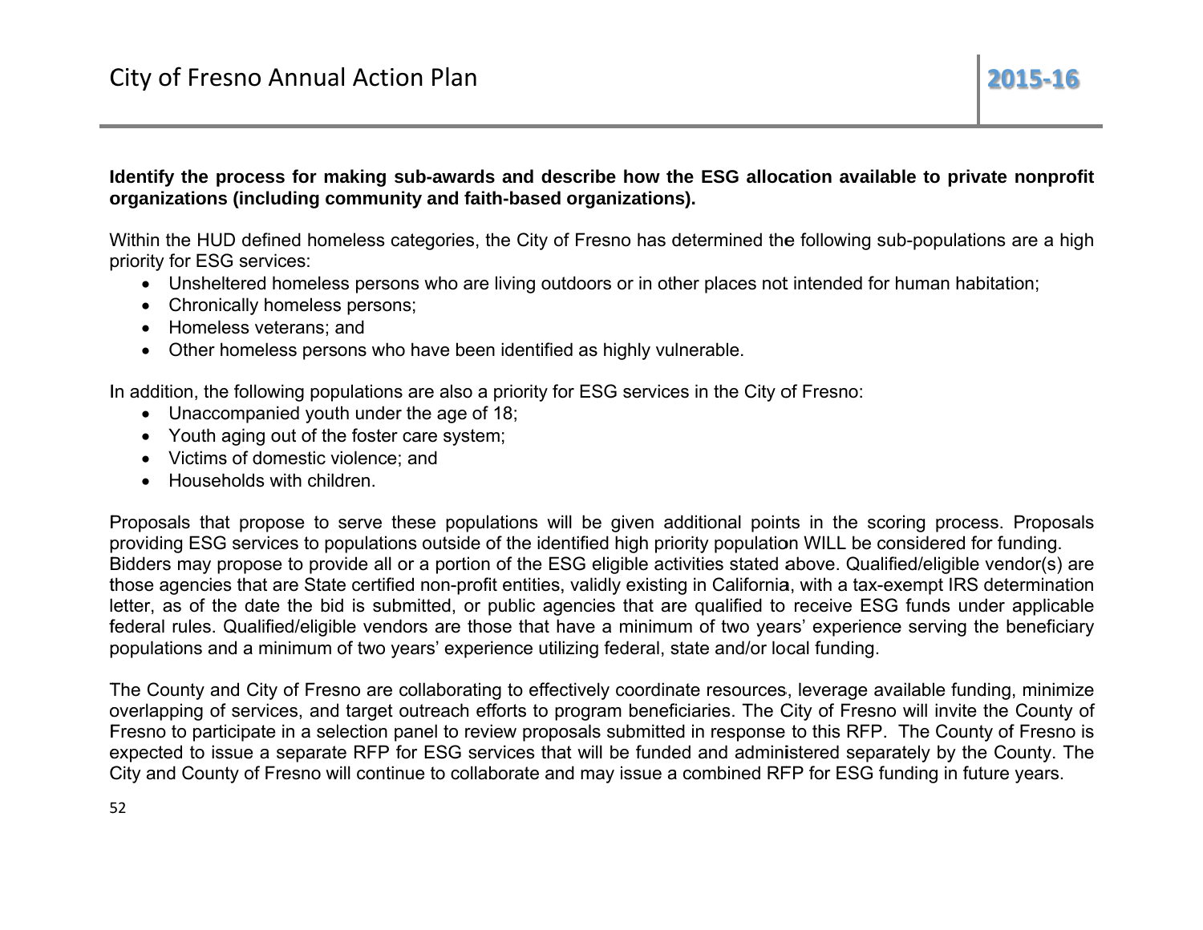**Identify the process for making sub-awards and describe how the ESG allocation available to private nonprofit organizations (including community and faith-based organizations).**

Within the HUD defined homeless categories, the City of Fresno has determined the following sub-populations are a high priority for ESG services:

- Unsheltered homeless persons who are living outdoors or in other places not intended for human habitation;
- Chronically homeless persons;
- Homeless veterans; and
- Other homeless persons who have been identified as highly vulnerable.

In addition, the following populations are also a priority for ESG services in the City of Fresno:

- Unaccompanied youth under the age of 18;
- Youth aging out of the foster care system;
- Victims of domestic violence; and
- Households with children.

Proposals that propose to serve these populations will be given additional points in the scoring process. Proposals providing ESG services to populations outside of the identified high priority population WILL be considered for funding. Bidders may propose to provide all or a portion of the ESG eligible activities stated above. Qualified/eligible vendor(s) are those agencies that are State certified non-profit entities, validly existing in California, with a tax-exempt IRS determination letter, as of the date the bid is submitted, or public agencies that are qualified to receive ESG funds under applicable federal rules. Qualified/eligible vendors are those that have a minimum of two years' experience serving the beneficiary populations and a minimum of two years' experience utilizing federal, state and/or local funding.

The County and City of Fresno are collaborating to effectively coordinate resources, leverage available funding, minimize overlapping of services, and target outreach efforts to program beneficiaries. The City of Fresno will invite the County of Fresno to participate in a selection panel to review proposals submitted in response to this RFP. The County of Fresno is expected to issue a separate RFP for ESG services that will be funded and administered separately by the County. The City and County of Fresno will continue to collaborate and may issue a combined RFP for ESG funding in future years.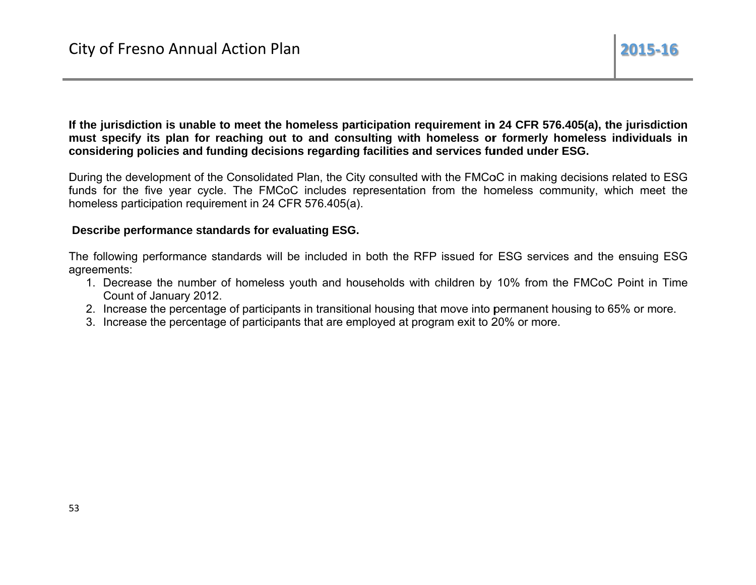**If the jurisdiction is unable to meet the homeless participation requirement in 24 CFR 576.405(a), the jurisdiction must specify its plan for reaching out to and consulting with homeless or formerly homeless individuals in considering policies and funding decisions regarding facilities and services funded under ESG.**

During the development of the Consolidated Plan, the City consulted with the FMCoC in making decisions related to ESG funds for the five year cycle. The FMCoC includes representation from the homeless community, which meet the homeless participation requirement in 24 CFR 576.405(a).

**Describe performance standards for evaluating ESG.**

The following performance standards will be included in both the RFP issued for ESG services and the ensuing ESG agreements:

1. Decrease the number of homeless youth and households with children by 10% from the FMCoC Point in Time Count of January 2012.
2. Increase the percentage of participants in transitional housing that move into permanent housing to 65% or more.
3. Increase the percentage of participants that are employed at program exit to 20% or more.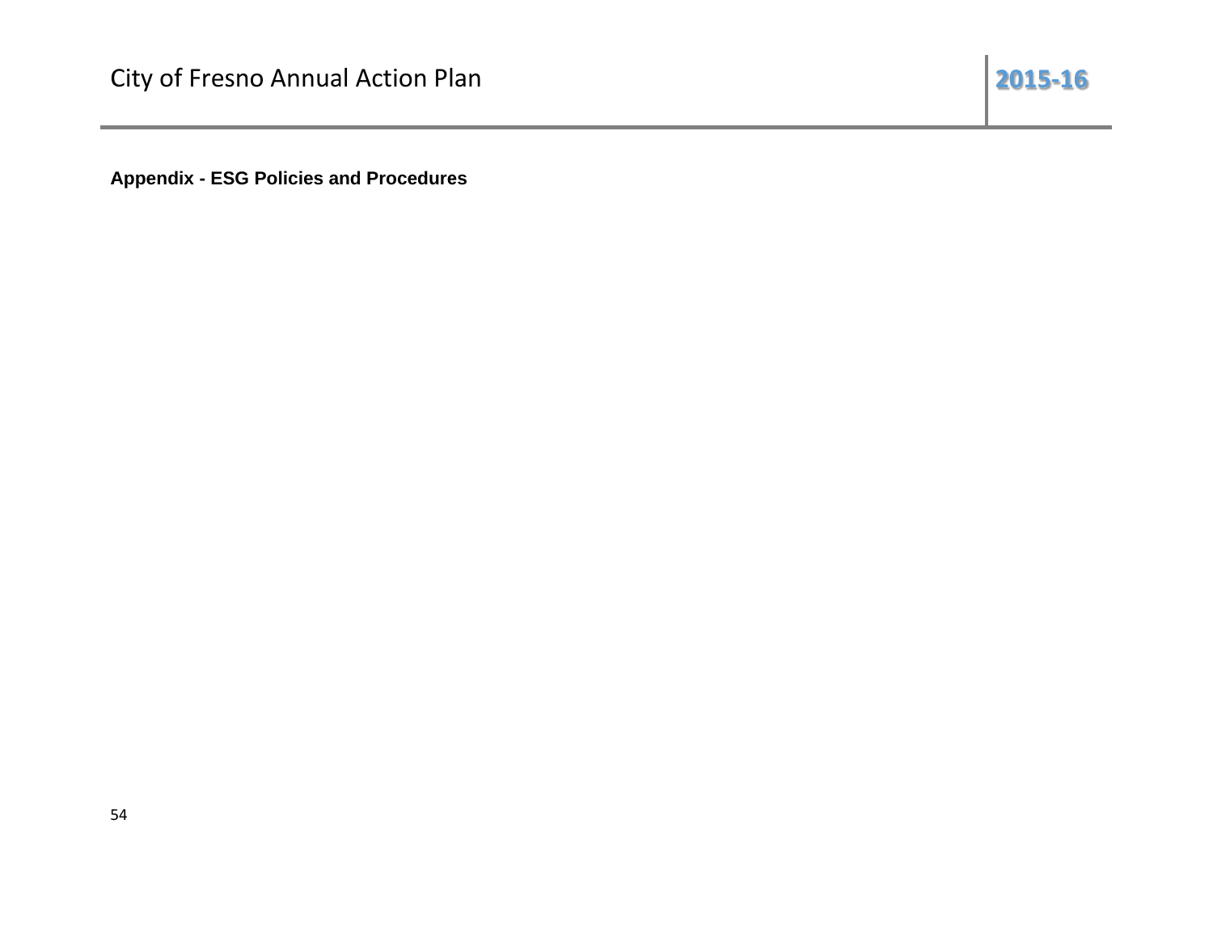**Appendix - ESG Policies and Procedures**